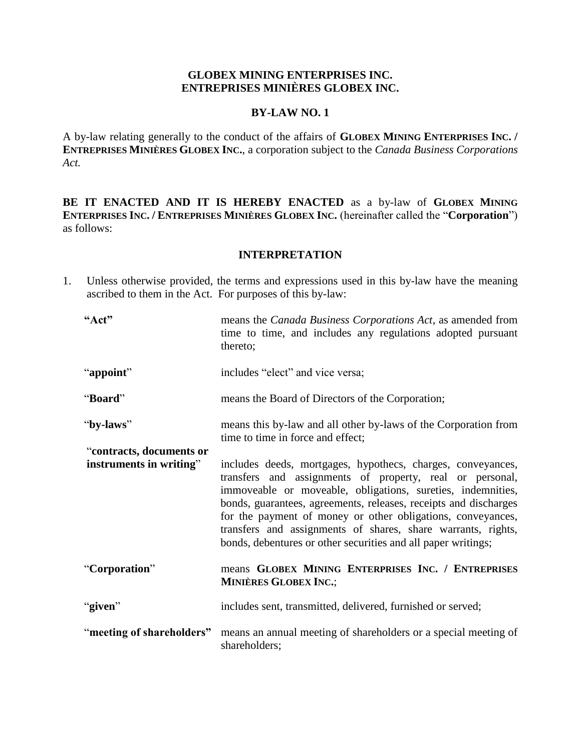# GLOBEX MINING ENTERPRISES INC.
# ENTREPRISES MINIÈRES GLOBEX INC.

## BY-LAW NO. 1

A by-law relating generally to the conduct of the affairs of **GLOBEX MINING ENTERPRISES INC. / ENTREPRISES MINIÈRES GLOBEX INC.**, a corporation subject to the *Canada Business Corporations Act.*

**BE IT ENACTED AND IT IS HEREBY ENACTED** as a by-law of **GLOBEX MINING ENTERPRISES INC. / ENTREPRISES MINIÈRES GLOBEX INC.** (hereinafter called the "**Corporation**") as follows:

## INTERPRETATION

1. Unless otherwise provided, the terms and expressions used in this by-law have the meaning ascribed to them in the Act. For purposes of this by-law:

| | |
|---|---|
| **"Act"** | means the *Canada Business Corporations Act*, as amended from time to time, and includes any regulations adopted pursuant thereto; |
| "**appoint**" | includes "elect" and vice versa; |
| "**Board**" | means the Board of Directors of the Corporation; |
| "**by-laws**" | means this by-law and all other by-laws of the Corporation from time to time in force and effect; |
| "**contracts, documents or instruments in writing**" | includes deeds, mortgages, hypothecs, charges, conveyances, transfers and assignments of property, real or personal, immoveable or moveable, obligations, sureties, indemnities, bonds, guarantees, agreements, releases, receipts and discharges for the payment of money or other obligations, conveyances, transfers and assignments of shares, share warrants, rights, bonds, debentures or other securities and all paper writings; |
| "**Corporation**" | means **GLOBEX MINING ENTERPRISES INC. / ENTREPRISES MINIÈRES GLOBEX INC.**; |
| "**given**" | includes sent, transmitted, delivered, furnished or served; |
| "**meeting of shareholders**" | means an annual meeting of shareholders or a special meeting of shareholders; |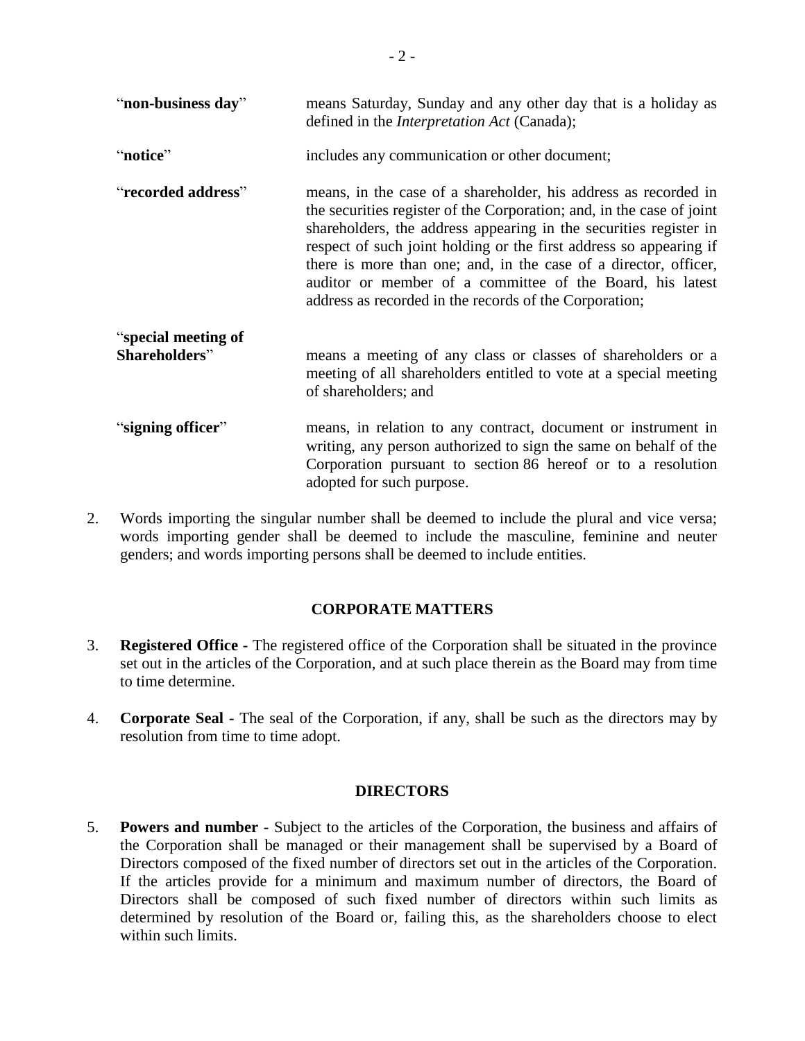"**non-business day**" means Saturday, Sunday and any other day that is a holiday as defined in the *Interpretation Act* (Canada);

"**notice**" includes any communication or other document;

"**recorded address**" means, in the case of a shareholder, his address as recorded in the securities register of the Corporation; and, in the case of joint shareholders, the address appearing in the securities register in respect of such joint holding or the first address so appearing if there is more than one; and, in the case of a director, officer, auditor or member of a committee of the Board, his latest address as recorded in the records of the Corporation;

"**special meeting of Shareholders**" means a meeting of any class or classes of shareholders or a meeting of all shareholders entitled to vote at a special meeting of shareholders; and

"**signing officer**" means, in relation to any contract, document or instrument in writing, any person authorized to sign the same on behalf of the Corporation pursuant to section 86 hereof or to a resolution adopted for such purpose.

2. Words importing the singular number shall be deemed to include the plural and vice versa; words importing gender shall be deemed to include the masculine, feminine and neuter genders; and words importing persons shall be deemed to include entities.

## CORPORATE MATTERS

3. **Registered Office -** The registered office of the Corporation shall be situated in the province set out in the articles of the Corporation, and at such place therein as the Board may from time to time determine.

4. **Corporate Seal -** The seal of the Corporation, if any, shall be such as the directors may by resolution from time to time adopt.

## DIRECTORS

5. **Powers and number -** Subject to the articles of the Corporation, the business and affairs of the Corporation shall be managed or their management shall be supervised by a Board of Directors composed of the fixed number of directors set out in the articles of the Corporation. If the articles provide for a minimum and maximum number of directors, the Board of Directors shall be composed of such fixed number of directors within such limits as determined by resolution of the Board or, failing this, as the shareholders choose to elect within such limits.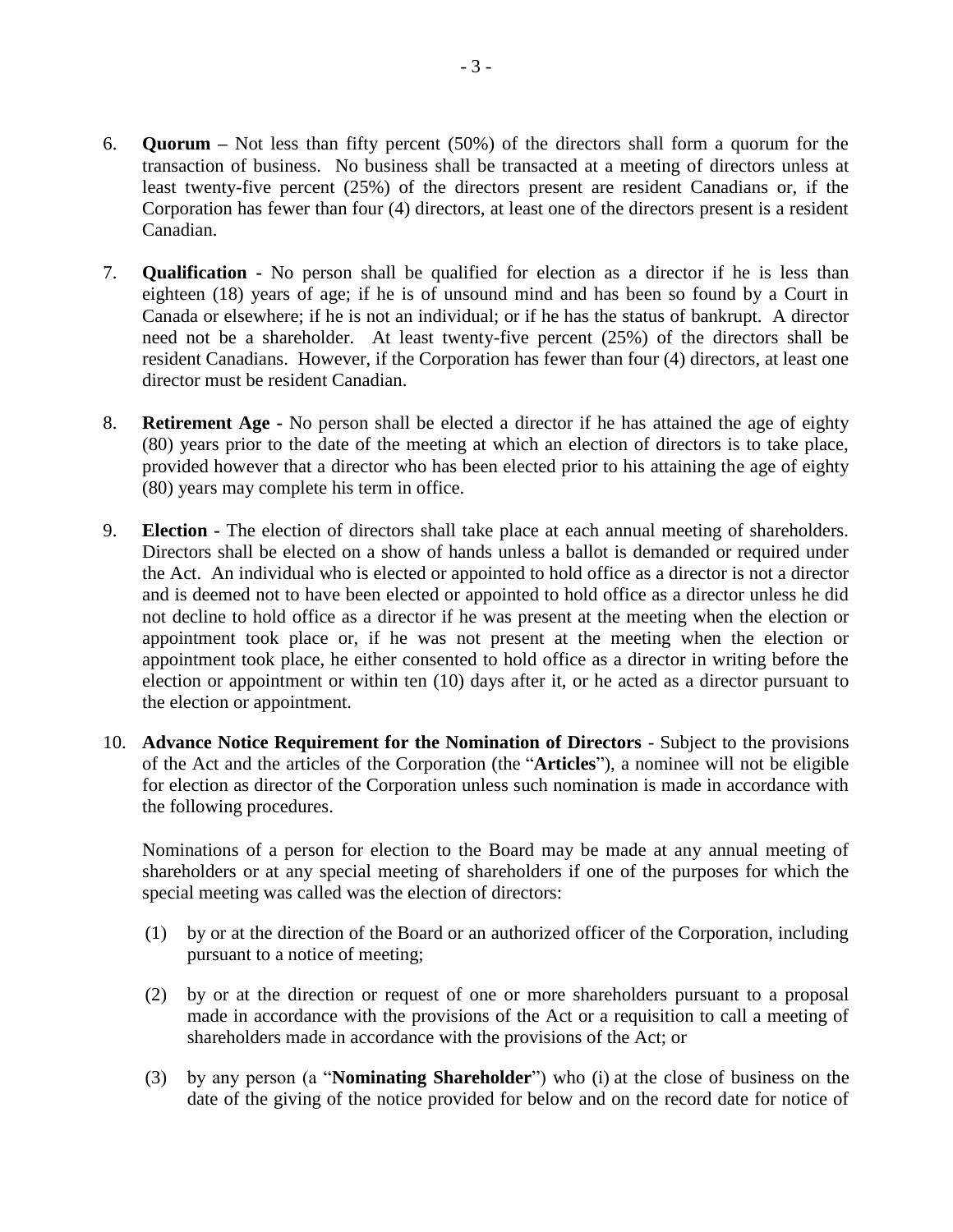6. **Quorum –** Not less than fifty percent (50%) of the directors shall form a quorum for the transaction of business. No business shall be transacted at a meeting of directors unless at least twenty-five percent (25%) of the directors present are resident Canadians or, if the Corporation has fewer than four (4) directors, at least one of the directors present is a resident Canadian.

7. **Qualification -** No person shall be qualified for election as a director if he is less than eighteen (18) years of age; if he is of unsound mind and has been so found by a Court in Canada or elsewhere; if he is not an individual; or if he has the status of bankrupt. A director need not be a shareholder. At least twenty-five percent (25%) of the directors shall be resident Canadians. However, if the Corporation has fewer than four (4) directors, at least one director must be resident Canadian.

8. **Retirement Age -** No person shall be elected a director if he has attained the age of eighty (80) years prior to the date of the meeting at which an election of directors is to take place, provided however that a director who has been elected prior to his attaining the age of eighty (80) years may complete his term in office.

9. **Election -** The election of directors shall take place at each annual meeting of shareholders. Directors shall be elected on a show of hands unless a ballot is demanded or required under the Act. An individual who is elected or appointed to hold office as a director is not a director and is deemed not to have been elected or appointed to hold office as a director unless he did not decline to hold office as a director if he was present at the meeting when the election or appointment took place or, if he was not present at the meeting when the election or appointment took place, he either consented to hold office as a director in writing before the election or appointment or within ten (10) days after it, or he acted as a director pursuant to the election or appointment.

10. **Advance Notice Requirement for the Nomination of Directors** - Subject to the provisions of the Act and the articles of the Corporation (the "**Articles**"), a nominee will not be eligible for election as director of the Corporation unless such nomination is made in accordance with the following procedures.

    Nominations of a person for election to the Board may be made at any annual meeting of shareholders or at any special meeting of shareholders if one of the purposes for which the special meeting was called was the election of directors:

    (1) by or at the direction of the Board or an authorized officer of the Corporation, including pursuant to a notice of meeting;

    (2) by or at the direction or request of one or more shareholders pursuant to a proposal made in accordance with the provisions of the Act or a requisition to call a meeting of shareholders made in accordance with the provisions of the Act; or

    (3) by any person (a "**Nominating Shareholder**") who (i) at the close of business on the date of the giving of the notice provided for below and on the record date for notice of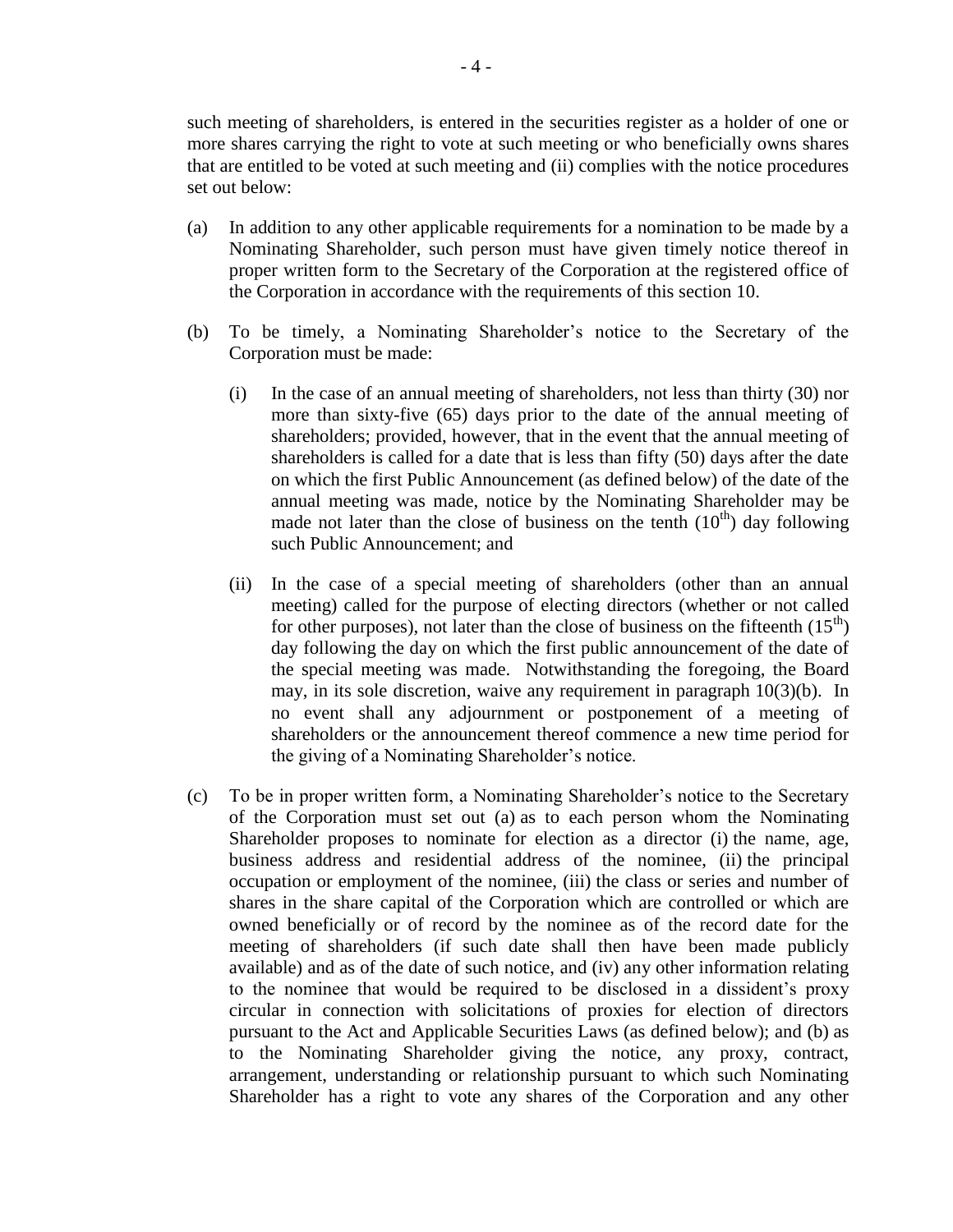such meeting of shareholders, is entered in the securities register as a holder of one or more shares carrying the right to vote at such meeting or who beneficially owns shares that are entitled to be voted at such meeting and (ii) complies with the notice procedures set out below:

(a) In addition to any other applicable requirements for a nomination to be made by a Nominating Shareholder, such person must have given timely notice thereof in proper written form to the Secretary of the Corporation at the registered office of the Corporation in accordance with the requirements of this section 10.

(b) To be timely, a Nominating Shareholder's notice to the Secretary of the Corporation must be made:

   (i) In the case of an annual meeting of shareholders, not less than thirty (30) nor more than sixty-five (65) days prior to the date of the annual meeting of shareholders; provided, however, that in the event that the annual meeting of shareholders is called for a date that is less than fifty (50) days after the date on which the first Public Announcement (as defined below) of the date of the annual meeting was made, notice by the Nominating Shareholder may be made not later than the close of business on the tenth (10th) day following such Public Announcement; and

   (ii) In the case of a special meeting of shareholders (other than an annual meeting) called for the purpose of electing directors (whether or not called for other purposes), not later than the close of business on the fifteenth (15th) day following the day on which the first public announcement of the date of the special meeting was made. Notwithstanding the foregoing, the Board may, in its sole discretion, waive any requirement in paragraph 10(3)(b). In no event shall any adjournment or postponement of a meeting of shareholders or the announcement thereof commence a new time period for the giving of a Nominating Shareholder's notice.

(c) To be in proper written form, a Nominating Shareholder's notice to the Secretary of the Corporation must set out (a) as to each person whom the Nominating Shareholder proposes to nominate for election as a director (i) the name, age, business address and residential address of the nominee, (ii) the principal occupation or employment of the nominee, (iii) the class or series and number of shares in the share capital of the Corporation which are controlled or which are owned beneficially or of record by the nominee as of the record date for the meeting of shareholders (if such date shall then have been made publicly available) and as of the date of such notice, and (iv) any other information relating to the nominee that would be required to be disclosed in a dissident's proxy circular in connection with solicitations of proxies for election of directors pursuant to the Act and Applicable Securities Laws (as defined below); and (b) as to the Nominating Shareholder giving the notice, any proxy, contract, arrangement, understanding or relationship pursuant to which such Nominating Shareholder has a right to vote any shares of the Corporation and any other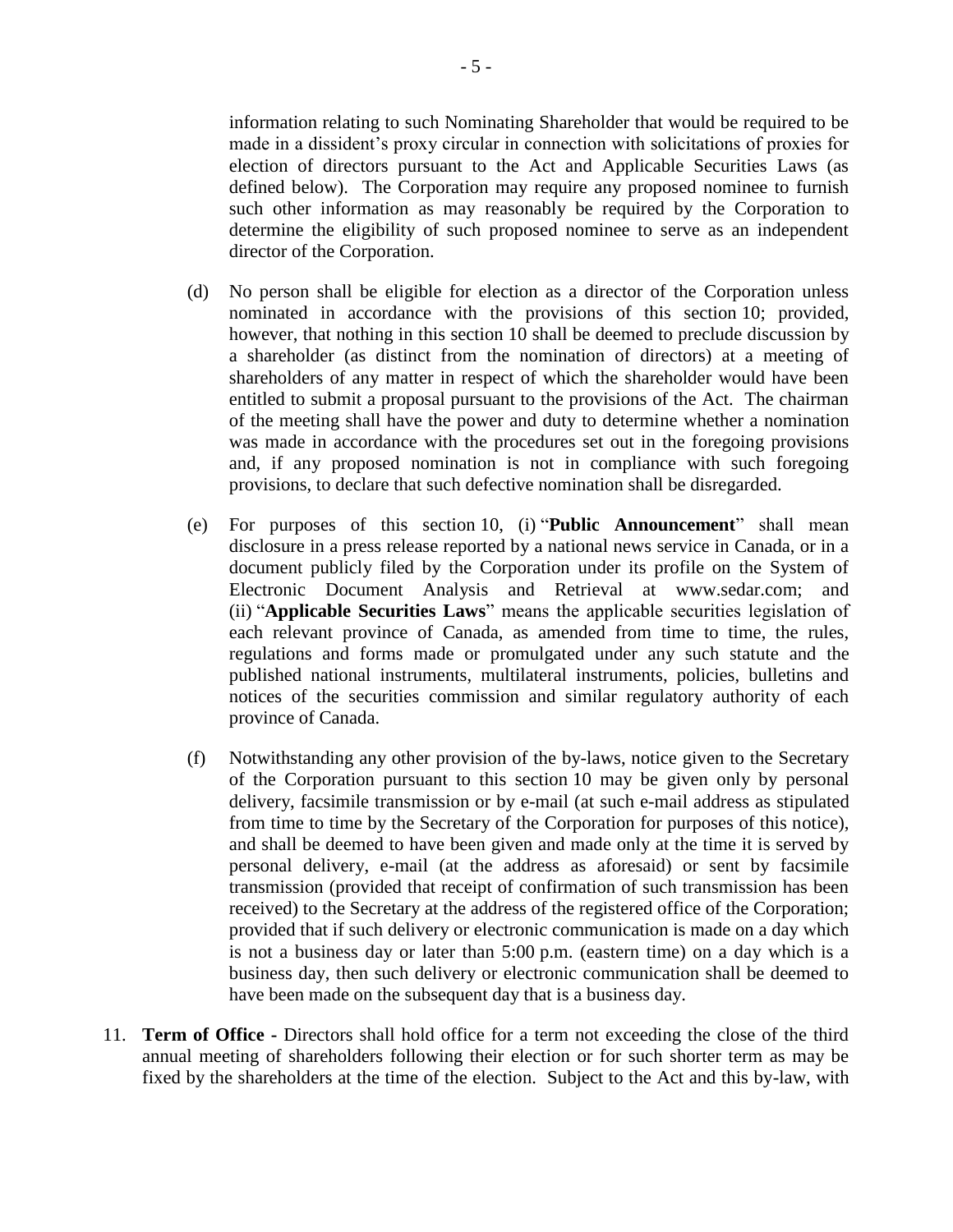information relating to such Nominating Shareholder that would be required to be made in a dissident's proxy circular in connection with solicitations of proxies for election of directors pursuant to the Act and Applicable Securities Laws (as defined below). The Corporation may require any proposed nominee to furnish such other information as may reasonably be required by the Corporation to determine the eligibility of such proposed nominee to serve as an independent director of the Corporation.

(d) No person shall be eligible for election as a director of the Corporation unless nominated in accordance with the provisions of this section 10; provided, however, that nothing in this section 10 shall be deemed to preclude discussion by a shareholder (as distinct from the nomination of directors) at a meeting of shareholders of any matter in respect of which the shareholder would have been entitled to submit a proposal pursuant to the provisions of the Act. The chairman of the meeting shall have the power and duty to determine whether a nomination was made in accordance with the procedures set out in the foregoing provisions and, if any proposed nomination is not in compliance with such foregoing provisions, to declare that such defective nomination shall be disregarded.

(e) For purposes of this section 10, (i) "**Public Announcement**" shall mean disclosure in a press release reported by a national news service in Canada, or in a document publicly filed by the Corporation under its profile on the System of Electronic Document Analysis and Retrieval at www.sedar.com; and (ii) "**Applicable Securities Laws**" means the applicable securities legislation of each relevant province of Canada, as amended from time to time, the rules, regulations and forms made or promulgated under any such statute and the published national instruments, multilateral instruments, policies, bulletins and notices of the securities commission and similar regulatory authority of each province of Canada.

(f) Notwithstanding any other provision of the by-laws, notice given to the Secretary of the Corporation pursuant to this section 10 may be given only by personal delivery, facsimile transmission or by e-mail (at such e-mail address as stipulated from time to time by the Secretary of the Corporation for purposes of this notice), and shall be deemed to have been given and made only at the time it is served by personal delivery, e-mail (at the address as aforesaid) or sent by facsimile transmission (provided that receipt of confirmation of such transmission has been received) to the Secretary at the address of the registered office of the Corporation; provided that if such delivery or electronic communication is made on a day which is not a business day or later than 5:00 p.m. (eastern time) on a day which is a business day, then such delivery or electronic communication shall be deemed to have been made on the subsequent day that is a business day.

11. **Term of Office** - Directors shall hold office for a term not exceeding the close of the third annual meeting of shareholders following their election or for such shorter term as may be fixed by the shareholders at the time of the election. Subject to the Act and this by-law, with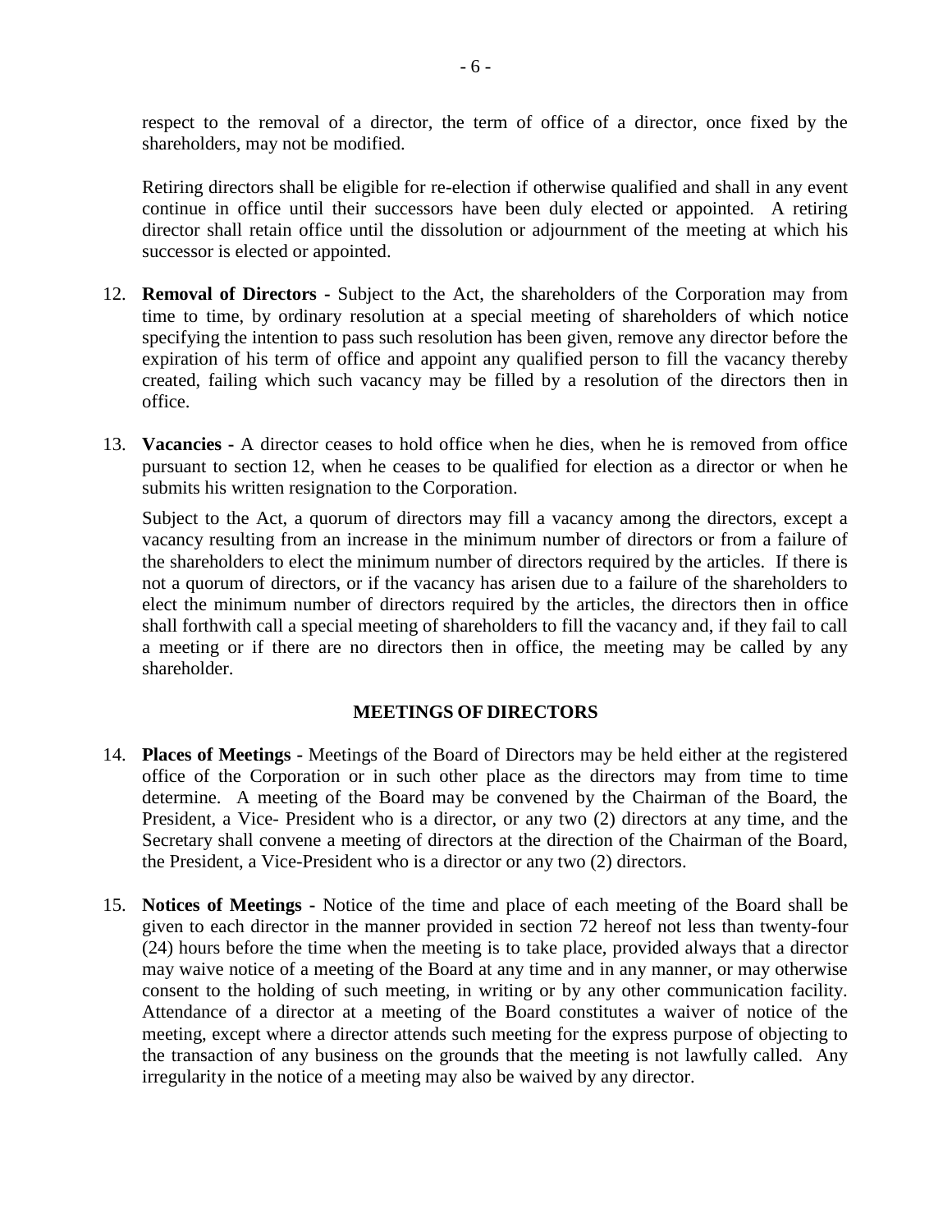respect to the removal of a director, the term of office of a director, once fixed by the shareholders, may not be modified.

Retiring directors shall be eligible for re-election if otherwise qualified and shall in any event continue in office until their successors have been duly elected or appointed. A retiring director shall retain office until the dissolution or adjournment of the meeting at which his successor is elected or appointed.

12. **Removal of Directors -** Subject to the Act, the shareholders of the Corporation may from time to time, by ordinary resolution at a special meeting of shareholders of which notice specifying the intention to pass such resolution has been given, remove any director before the expiration of his term of office and appoint any qualified person to fill the vacancy thereby created, failing which such vacancy may be filled by a resolution of the directors then in office.

13. **Vacancies -** A director ceases to hold office when he dies, when he is removed from office pursuant to section 12, when he ceases to be qualified for election as a director or when he submits his written resignation to the Corporation.

    Subject to the Act, a quorum of directors may fill a vacancy among the directors, except a vacancy resulting from an increase in the minimum number of directors or from a failure of the shareholders to elect the minimum number of directors required by the articles. If there is not a quorum of directors, or if the vacancy has arisen due to a failure of the shareholders to elect the minimum number of directors required by the articles, the directors then in office shall forthwith call a special meeting of shareholders to fill the vacancy and, if they fail to call a meeting or if there are no directors then in office, the meeting may be called by any shareholder.

## MEETINGS OF DIRECTORS

14. **Places of Meetings -** Meetings of the Board of Directors may be held either at the registered office of the Corporation or in such other place as the directors may from time to time determine. A meeting of the Board may be convened by the Chairman of the Board, the President, a Vice- President who is a director, or any two (2) directors at any time, and the Secretary shall convene a meeting of directors at the direction of the Chairman of the Board, the President, a Vice-President who is a director or any two (2) directors.

15. **Notices of Meetings -** Notice of the time and place of each meeting of the Board shall be given to each director in the manner provided in section 72 hereof not less than twenty-four (24) hours before the time when the meeting is to take place, provided always that a director may waive notice of a meeting of the Board at any time and in any manner, or may otherwise consent to the holding of such meeting, in writing or by any other communication facility. Attendance of a director at a meeting of the Board constitutes a waiver of notice of the meeting, except where a director attends such meeting for the express purpose of objecting to the transaction of any business on the grounds that the meeting is not lawfully called. Any irregularity in the notice of a meeting may also be waived by any director.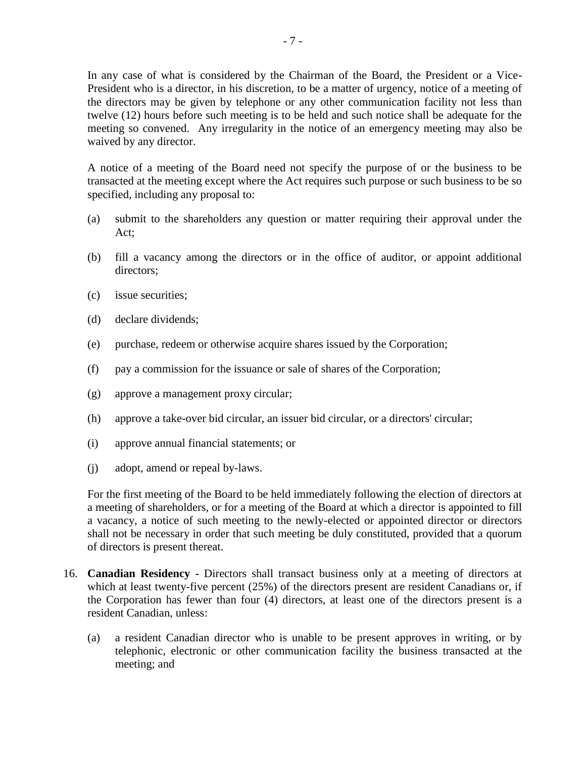In any case of what is considered by the Chairman of the Board, the President or a Vice-President who is a director, in his discretion, to be a matter of urgency, notice of a meeting of the directors may be given by telephone or any other communication facility not less than twelve (12) hours before such meeting is to be held and such notice shall be adequate for the meeting so convened. Any irregularity in the notice of an emergency meeting may also be waived by any director.

A notice of a meeting of the Board need not specify the purpose of or the business to be transacted at the meeting except where the Act requires such purpose or such business to be so specified, including any proposal to:

(a) submit to the shareholders any question or matter requiring their approval under the Act;

(b) fill a vacancy among the directors or in the office of auditor, or appoint additional directors;

(c) issue securities;

(d) declare dividends;

(e) purchase, redeem or otherwise acquire shares issued by the Corporation;

(f) pay a commission for the issuance or sale of shares of the Corporation;

(g) approve a management proxy circular;

(h) approve a take-over bid circular, an issuer bid circular, or a directors' circular;

(i) approve annual financial statements; or

(j) adopt, amend or repeal by-laws.

For the first meeting of the Board to be held immediately following the election of directors at a meeting of shareholders, or for a meeting of the Board at which a director is appointed to fill a vacancy, a notice of such meeting to the newly-elected or appointed director or directors shall not be necessary in order that such meeting be duly constituted, provided that a quorum of directors is present thereat.

16. **Canadian Residency -** Directors shall transact business only at a meeting of directors at which at least twenty-five percent (25%) of the directors present are resident Canadians or, if the Corporation has fewer than four (4) directors, at least one of the directors present is a resident Canadian, unless:

    (a) a resident Canadian director who is unable to be present approves in writing, or by telephonic, electronic or other communication facility the business transacted at the meeting; and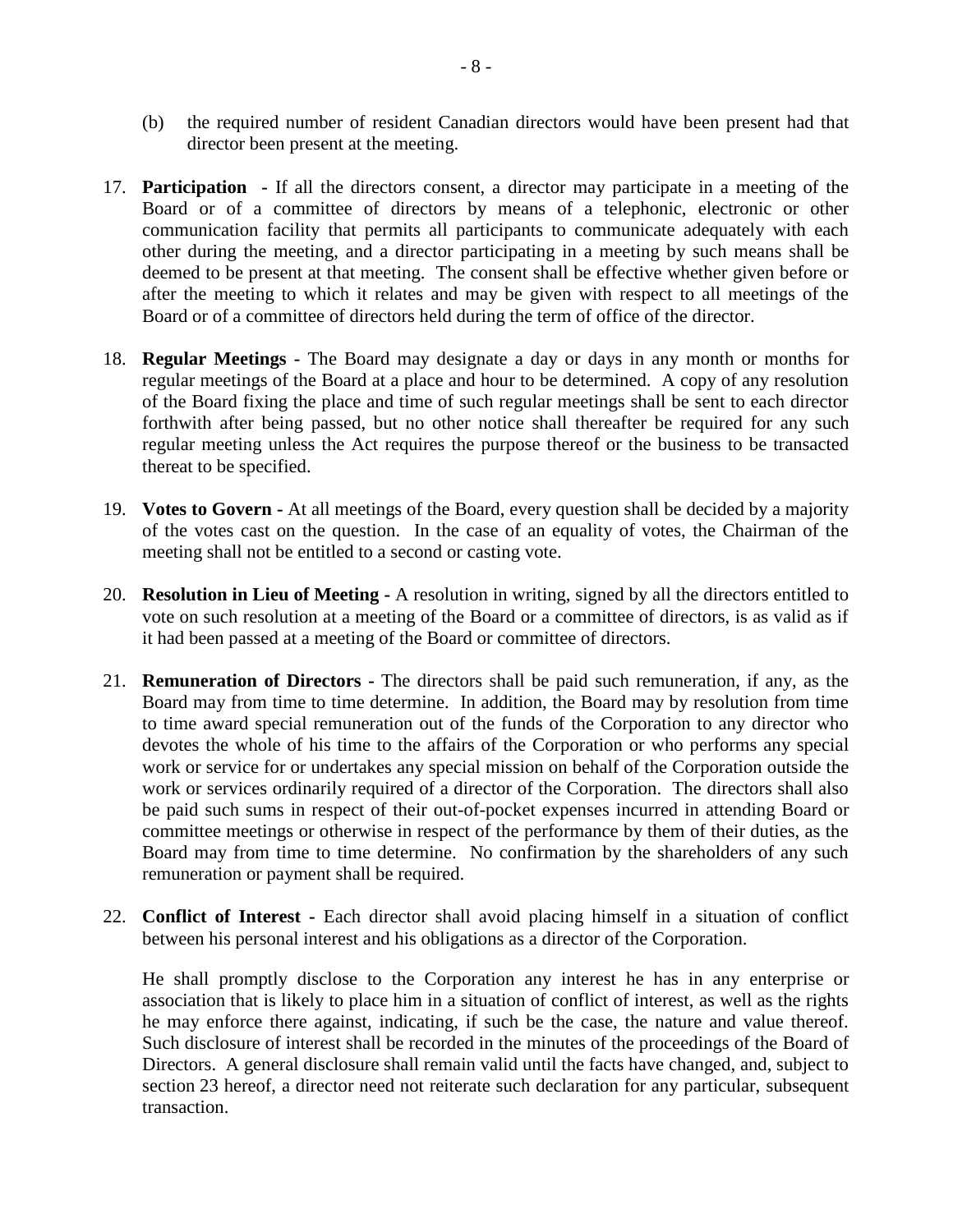(b) the required number of resident Canadian directors would have been present had that director been present at the meeting.

17. **Participation** - If all the directors consent, a director may participate in a meeting of the Board or of a committee of directors by means of a telephonic, electronic or other communication facility that permits all participants to communicate adequately with each other during the meeting, and a director participating in a meeting by such means shall be deemed to be present at that meeting. The consent shall be effective whether given before or after the meeting to which it relates and may be given with respect to all meetings of the Board or of a committee of directors held during the term of office of the director.

18. **Regular Meetings** - The Board may designate a day or days in any month or months for regular meetings of the Board at a place and hour to be determined. A copy of any resolution of the Board fixing the place and time of such regular meetings shall be sent to each director forthwith after being passed, but no other notice shall thereafter be required for any such regular meeting unless the Act requires the purpose thereof or the business to be transacted thereat to be specified.

19. **Votes to Govern** - At all meetings of the Board, every question shall be decided by a majority of the votes cast on the question. In the case of an equality of votes, the Chairman of the meeting shall not be entitled to a second or casting vote.

20. **Resolution in Lieu of Meeting** - A resolution in writing, signed by all the directors entitled to vote on such resolution at a meeting of the Board or a committee of directors, is as valid as if it had been passed at a meeting of the Board or committee of directors.

21. **Remuneration of Directors** - The directors shall be paid such remuneration, if any, as the Board may from time to time determine. In addition, the Board may by resolution from time to time award special remuneration out of the funds of the Corporation to any director who devotes the whole of his time to the affairs of the Corporation or who performs any special work or service for or undertakes any special mission on behalf of the Corporation outside the work or services ordinarily required of a director of the Corporation. The directors shall also be paid such sums in respect of their out-of-pocket expenses incurred in attending Board or committee meetings or otherwise in respect of the performance by them of their duties, as the Board may from time to time determine. No confirmation by the shareholders of any such remuneration or payment shall be required.

22. **Conflict of Interest** - Each director shall avoid placing himself in a situation of conflict between his personal interest and his obligations as a director of the Corporation.

    He shall promptly disclose to the Corporation any interest he has in any enterprise or association that is likely to place him in a situation of conflict of interest, as well as the rights he may enforce there against, indicating, if such be the case, the nature and value thereof. Such disclosure of interest shall be recorded in the minutes of the proceedings of the Board of Directors. A general disclosure shall remain valid until the facts have changed, and, subject to section 23 hereof, a director need not reiterate such declaration for any particular, subsequent transaction.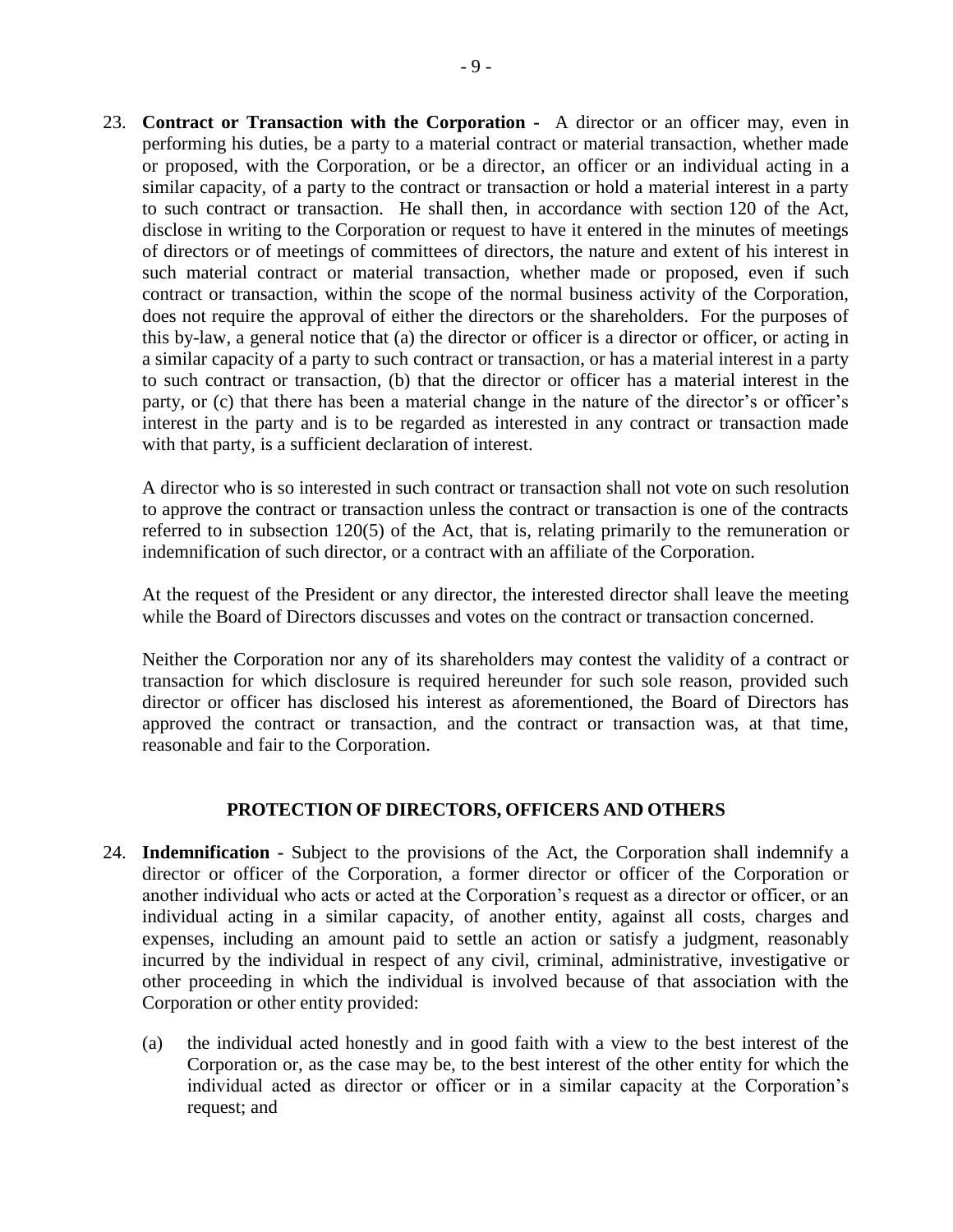23. **Contract or Transaction with the Corporation -** A director or an officer may, even in performing his duties, be a party to a material contract or material transaction, whether made or proposed, with the Corporation, or be a director, an officer or an individual acting in a similar capacity, of a party to the contract or transaction or hold a material interest in a party to such contract or transaction. He shall then, in accordance with section 120 of the Act, disclose in writing to the Corporation or request to have it entered in the minutes of meetings of directors or of meetings of committees of directors, the nature and extent of his interest in such material contract or material transaction, whether made or proposed, even if such contract or transaction, within the scope of the normal business activity of the Corporation, does not require the approval of either the directors or the shareholders. For the purposes of this by-law, a general notice that (a) the director or officer is a director or officer, or acting in a similar capacity of a party to such contract or transaction, or has a material interest in a party to such contract or transaction, (b) that the director or officer has a material interest in the party, or (c) that there has been a material change in the nature of the director's or officer's interest in the party and is to be regarded as interested in any contract or transaction made with that party, is a sufficient declaration of interest.

    A director who is so interested in such contract or transaction shall not vote on such resolution to approve the contract or transaction unless the contract or transaction is one of the contracts referred to in subsection 120(5) of the Act, that is, relating primarily to the remuneration or indemnification of such director, or a contract with an affiliate of the Corporation.

    At the request of the President or any director, the interested director shall leave the meeting while the Board of Directors discusses and votes on the contract or transaction concerned.

    Neither the Corporation nor any of its shareholders may contest the validity of a contract or transaction for which disclosure is required hereunder for such sole reason, provided such director or officer has disclosed his interest as aforementioned, the Board of Directors has approved the contract or transaction, and the contract or transaction was, at that time, reasonable and fair to the Corporation.

## PROTECTION OF DIRECTORS, OFFICERS AND OTHERS

24. **Indemnification -** Subject to the provisions of the Act, the Corporation shall indemnify a director or officer of the Corporation, a former director or officer of the Corporation or another individual who acts or acted at the Corporation's request as a director or officer, or an individual acting in a similar capacity, of another entity, against all costs, charges and expenses, including an amount paid to settle an action or satisfy a judgment, reasonably incurred by the individual in respect of any civil, criminal, administrative, investigative or other proceeding in which the individual is involved because of that association with the Corporation or other entity provided:

    (a) the individual acted honestly and in good faith with a view to the best interest of the Corporation or, as the case may be, to the best interest of the other entity for which the individual acted as director or officer or in a similar capacity at the Corporation's request; and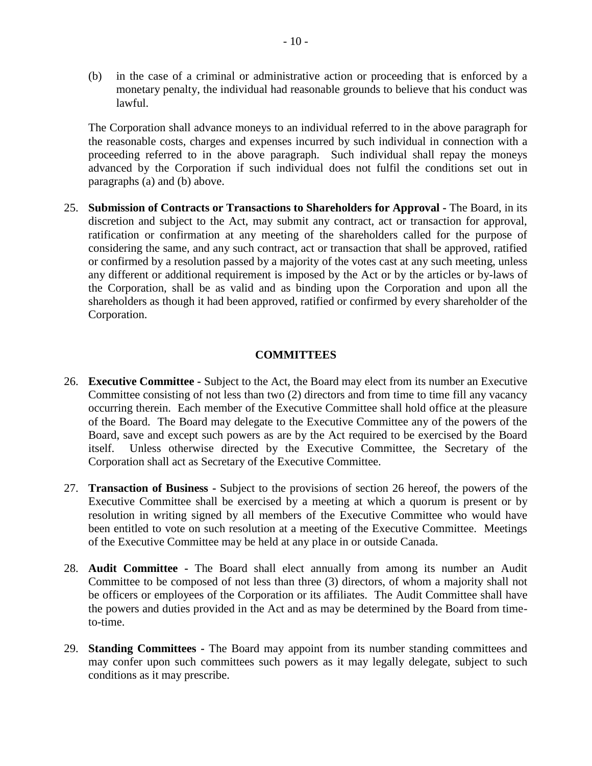(b) in the case of a criminal or administrative action or proceeding that is enforced by a monetary penalty, the individual had reasonable grounds to believe that his conduct was lawful.

The Corporation shall advance moneys to an individual referred to in the above paragraph for the reasonable costs, charges and expenses incurred by such individual in connection with a proceeding referred to in the above paragraph. Such individual shall repay the moneys advanced by the Corporation if such individual does not fulfil the conditions set out in paragraphs (a) and (b) above.

25. **Submission of Contracts or Transactions to Shareholders for Approval -** The Board, in its discretion and subject to the Act, may submit any contract, act or transaction for approval, ratification or confirmation at any meeting of the shareholders called for the purpose of considering the same, and any such contract, act or transaction that shall be approved, ratified or confirmed by a resolution passed by a majority of the votes cast at any such meeting, unless any different or additional requirement is imposed by the Act or by the articles or by-laws of the Corporation, shall be as valid and as binding upon the Corporation and upon all the shareholders as though it had been approved, ratified or confirmed by every shareholder of the Corporation.

## COMMITTEES

26. **Executive Committee -** Subject to the Act, the Board may elect from its number an Executive Committee consisting of not less than two (2) directors and from time to time fill any vacancy occurring therein. Each member of the Executive Committee shall hold office at the pleasure of the Board. The Board may delegate to the Executive Committee any of the powers of the Board, save and except such powers as are by the Act required to be exercised by the Board itself. Unless otherwise directed by the Executive Committee, the Secretary of the Corporation shall act as Secretary of the Executive Committee.

27. **Transaction of Business -** Subject to the provisions of section 26 hereof, the powers of the Executive Committee shall be exercised by a meeting at which a quorum is present or by resolution in writing signed by all members of the Executive Committee who would have been entitled to vote on such resolution at a meeting of the Executive Committee. Meetings of the Executive Committee may be held at any place in or outside Canada.

28. **Audit Committee -** The Board shall elect annually from among its number an Audit Committee to be composed of not less than three (3) directors, of whom a majority shall not be officers or employees of the Corporation or its affiliates. The Audit Committee shall have the powers and duties provided in the Act and as may be determined by the Board from time-to-time.

29. **Standing Committees -** The Board may appoint from its number standing committees and may confer upon such committees such powers as it may legally delegate, subject to such conditions as it may prescribe.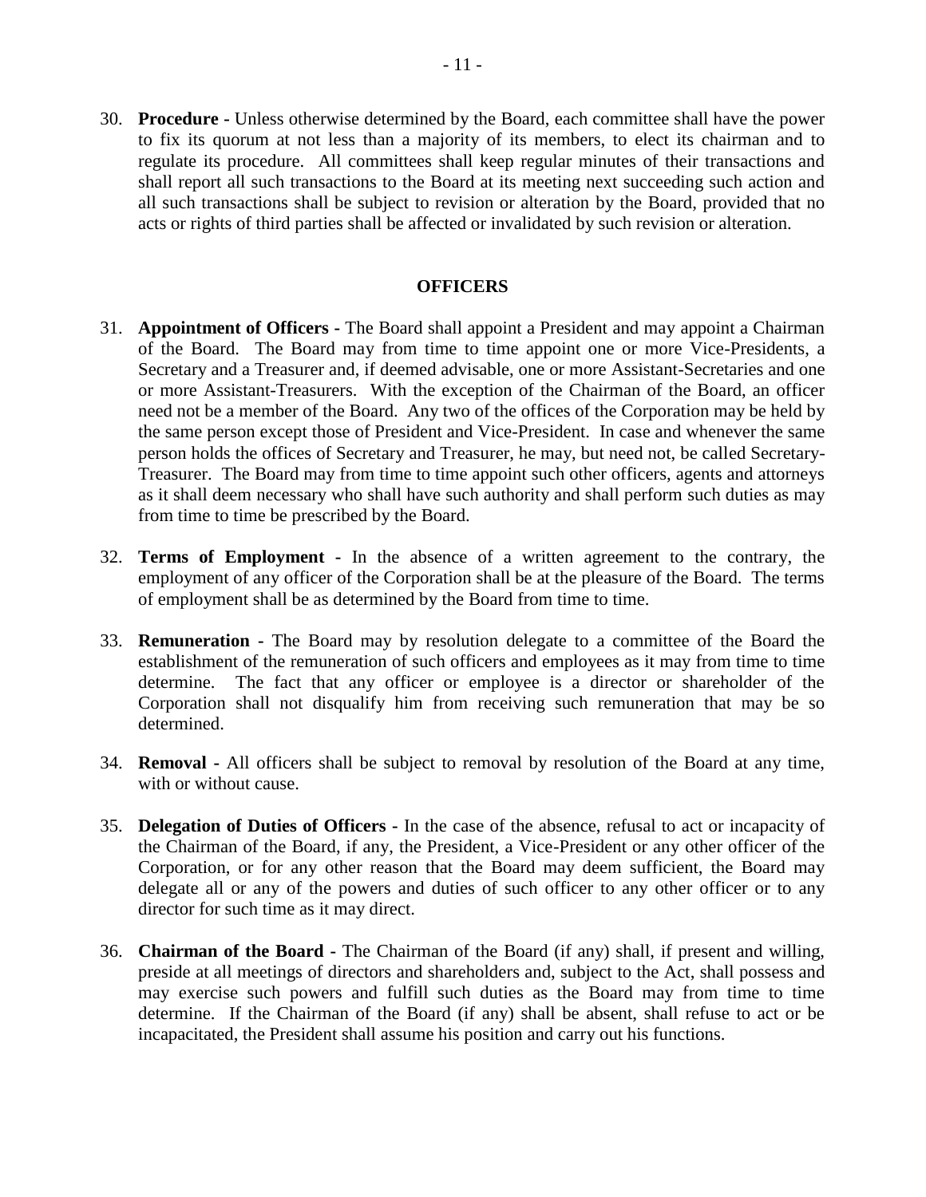30. **Procedure -** Unless otherwise determined by the Board, each committee shall have the power to fix its quorum at not less than a majority of its members, to elect its chairman and to regulate its procedure. All committees shall keep regular minutes of their transactions and shall report all such transactions to the Board at its meeting next succeeding such action and all such transactions shall be subject to revision or alteration by the Board, provided that no acts or rights of third parties shall be affected or invalidated by such revision or alteration.

## OFFICERS

31. **Appointment of Officers -** The Board shall appoint a President and may appoint a Chairman of the Board. The Board may from time to time appoint one or more Vice-Presidents, a Secretary and a Treasurer and, if deemed advisable, one or more Assistant-Secretaries and one or more Assistant-Treasurers. With the exception of the Chairman of the Board, an officer need not be a member of the Board. Any two of the offices of the Corporation may be held by the same person except those of President and Vice-President. In case and whenever the same person holds the offices of Secretary and Treasurer, he may, but need not, be called Secretary-Treasurer. The Board may from time to time appoint such other officers, agents and attorneys as it shall deem necessary who shall have such authority and shall perform such duties as may from time to time be prescribed by the Board.

32. **Terms of Employment -** In the absence of a written agreement to the contrary, the employment of any officer of the Corporation shall be at the pleasure of the Board. The terms of employment shall be as determined by the Board from time to time.

33. **Remuneration -** The Board may by resolution delegate to a committee of the Board the establishment of the remuneration of such officers and employees as it may from time to time determine. The fact that any officer or employee is a director or shareholder of the Corporation shall not disqualify him from receiving such remuneration that may be so determined.

34. **Removal -** All officers shall be subject to removal by resolution of the Board at any time, with or without cause.

35. **Delegation of Duties of Officers -** In the case of the absence, refusal to act or incapacity of the Chairman of the Board, if any, the President, a Vice-President or any other officer of the Corporation, or for any other reason that the Board may deem sufficient, the Board may delegate all or any of the powers and duties of such officer to any other officer or to any director for such time as it may direct.

36. **Chairman of the Board -** The Chairman of the Board (if any) shall, if present and willing, preside at all meetings of directors and shareholders and, subject to the Act, shall possess and may exercise such powers and fulfill such duties as the Board may from time to time determine. If the Chairman of the Board (if any) shall be absent, shall refuse to act or be incapacitated, the President shall assume his position and carry out his functions.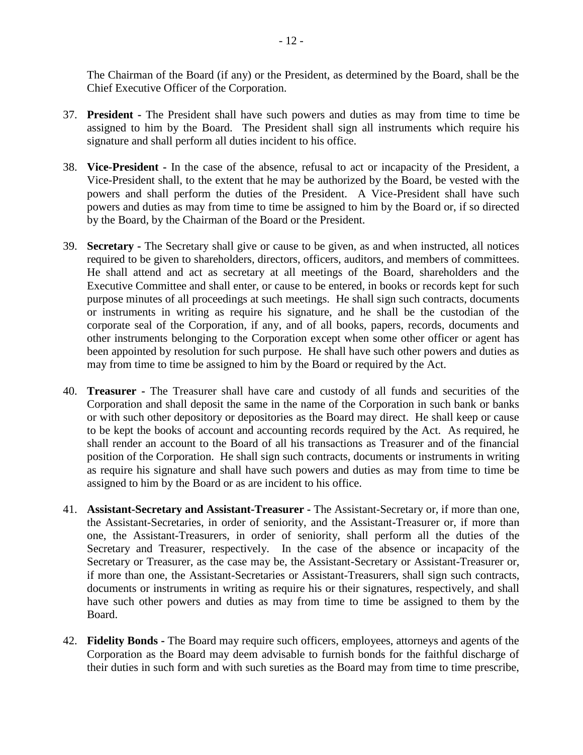The Chairman of the Board (if any) or the President, as determined by the Board, shall be the Chief Executive Officer of the Corporation.

37. **President -** The President shall have such powers and duties as may from time to time be assigned to him by the Board. The President shall sign all instruments which require his signature and shall perform all duties incident to his office.

38. **Vice-President -** In the case of the absence, refusal to act or incapacity of the President, a Vice-President shall, to the extent that he may be authorized by the Board, be vested with the powers and shall perform the duties of the President. A Vice-President shall have such powers and duties as may from time to time be assigned to him by the Board or, if so directed by the Board, by the Chairman of the Board or the President.

39. **Secretary -** The Secretary shall give or cause to be given, as and when instructed, all notices required to be given to shareholders, directors, officers, auditors, and members of committees. He shall attend and act as secretary at all meetings of the Board, shareholders and the Executive Committee and shall enter, or cause to be entered, in books or records kept for such purpose minutes of all proceedings at such meetings. He shall sign such contracts, documents or instruments in writing as require his signature, and he shall be the custodian of the corporate seal of the Corporation, if any, and of all books, papers, records, documents and other instruments belonging to the Corporation except when some other officer or agent has been appointed by resolution for such purpose. He shall have such other powers and duties as may from time to time be assigned to him by the Board or required by the Act.

40. **Treasurer -** The Treasurer shall have care and custody of all funds and securities of the Corporation and shall deposit the same in the name of the Corporation in such bank or banks or with such other depository or depositories as the Board may direct. He shall keep or cause to be kept the books of account and accounting records required by the Act. As required, he shall render an account to the Board of all his transactions as Treasurer and of the financial position of the Corporation. He shall sign such contracts, documents or instruments in writing as require his signature and shall have such powers and duties as may from time to time be assigned to him by the Board or as are incident to his office.

41. **Assistant-Secretary and Assistant-Treasurer -** The Assistant-Secretary or, if more than one, the Assistant-Secretaries, in order of seniority, and the Assistant-Treasurer or, if more than one, the Assistant-Treasurers, in order of seniority, shall perform all the duties of the Secretary and Treasurer, respectively. In the case of the absence or incapacity of the Secretary or Treasurer, as the case may be, the Assistant-Secretary or Assistant-Treasurer or, if more than one, the Assistant-Secretaries or Assistant-Treasurers, shall sign such contracts, documents or instruments in writing as require his or their signatures, respectively, and shall have such other powers and duties as may from time to time be assigned to them by the Board.

42. **Fidelity Bonds -** The Board may require such officers, employees, attorneys and agents of the Corporation as the Board may deem advisable to furnish bonds for the faithful discharge of their duties in such form and with such sureties as the Board may from time to time prescribe,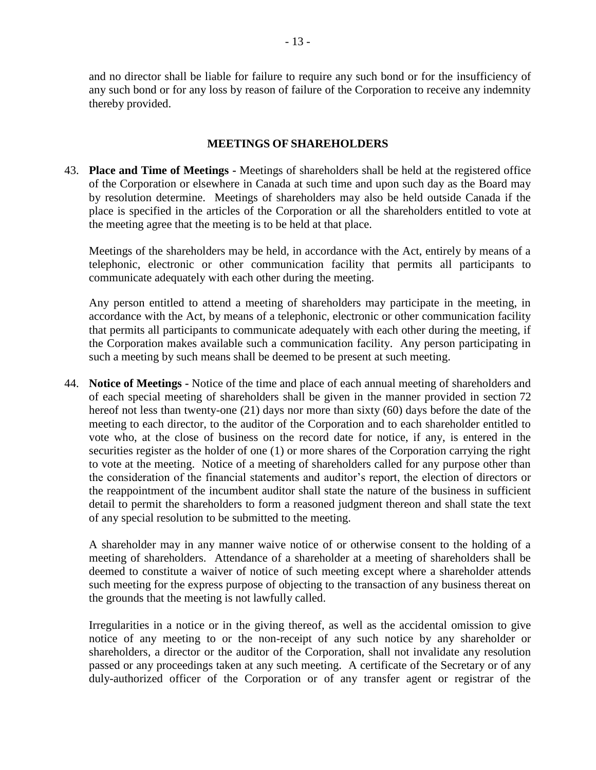and no director shall be liable for failure to require any such bond or for the insufficiency of any such bond or for any loss by reason of failure of the Corporation to receive any indemnity thereby provided.

## MEETINGS OF SHAREHOLDERS

43. **Place and Time of Meetings -** Meetings of shareholders shall be held at the registered office of the Corporation or elsewhere in Canada at such time and upon such day as the Board may by resolution determine. Meetings of shareholders may also be held outside Canada if the place is specified in the articles of the Corporation or all the shareholders entitled to vote at the meeting agree that the meeting is to be held at that place.

    Meetings of the shareholders may be held, in accordance with the Act, entirely by means of a telephonic, electronic or other communication facility that permits all participants to communicate adequately with each other during the meeting.

    Any person entitled to attend a meeting of shareholders may participate in the meeting, in accordance with the Act, by means of a telephonic, electronic or other communication facility that permits all participants to communicate adequately with each other during the meeting, if the Corporation makes available such a communication facility. Any person participating in such a meeting by such means shall be deemed to be present at such meeting.

44. **Notice of Meetings -** Notice of the time and place of each annual meeting of shareholders and of each special meeting of shareholders shall be given in the manner provided in section 72 hereof not less than twenty-one (21) days nor more than sixty (60) days before the date of the meeting to each director, to the auditor of the Corporation and to each shareholder entitled to vote who, at the close of business on the record date for notice, if any, is entered in the securities register as the holder of one (1) or more shares of the Corporation carrying the right to vote at the meeting. Notice of a meeting of shareholders called for any purpose other than the consideration of the financial statements and auditor's report, the election of directors or the reappointment of the incumbent auditor shall state the nature of the business in sufficient detail to permit the shareholders to form a reasoned judgment thereon and shall state the text of any special resolution to be submitted to the meeting.

    A shareholder may in any manner waive notice of or otherwise consent to the holding of a meeting of shareholders. Attendance of a shareholder at a meeting of shareholders shall be deemed to constitute a waiver of notice of such meeting except where a shareholder attends such meeting for the express purpose of objecting to the transaction of any business thereat on the grounds that the meeting is not lawfully called.

    Irregularities in a notice or in the giving thereof, as well as the accidental omission to give notice of any meeting to or the non-receipt of any such notice by any shareholder or shareholders, a director or the auditor of the Corporation, shall not invalidate any resolution passed or any proceedings taken at any such meeting. A certificate of the Secretary or of any duly-authorized officer of the Corporation or of any transfer agent or registrar of the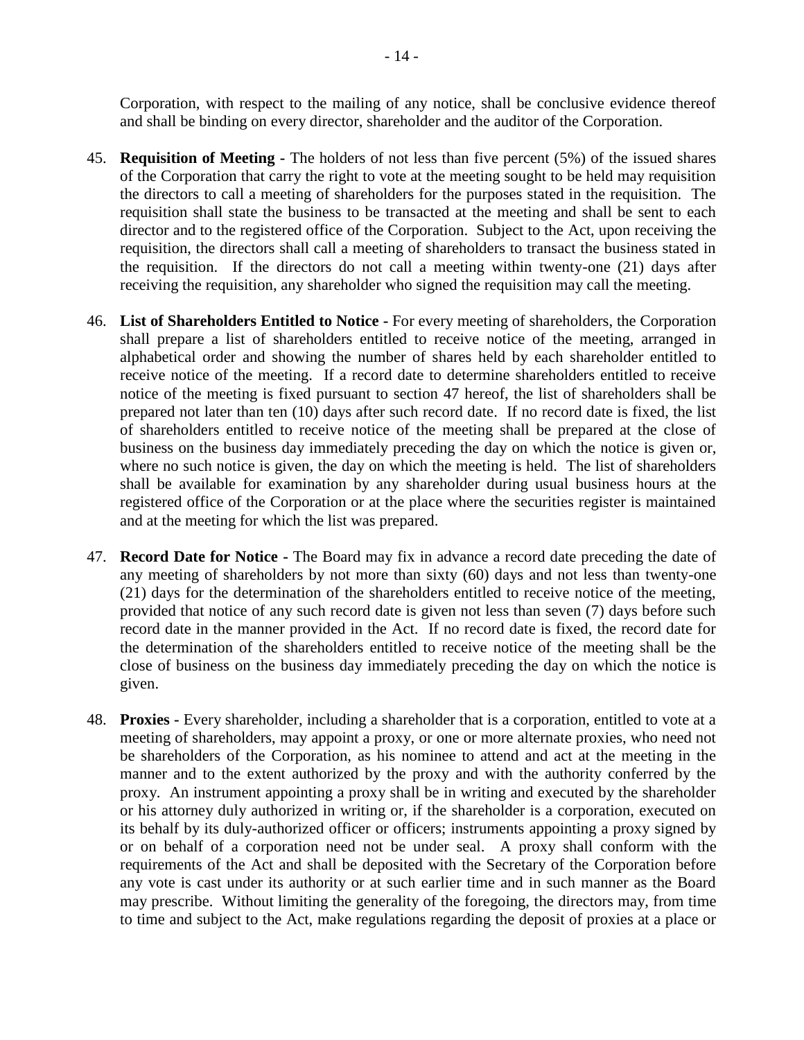Corporation, with respect to the mailing of any notice, shall be conclusive evidence thereof and shall be binding on every director, shareholder and the auditor of the Corporation.

45. **Requisition of Meeting -** The holders of not less than five percent (5%) of the issued shares of the Corporation that carry the right to vote at the meeting sought to be held may requisition the directors to call a meeting of shareholders for the purposes stated in the requisition. The requisition shall state the business to be transacted at the meeting and shall be sent to each director and to the registered office of the Corporation. Subject to the Act, upon receiving the requisition, the directors shall call a meeting of shareholders to transact the business stated in the requisition. If the directors do not call a meeting within twenty-one (21) days after receiving the requisition, any shareholder who signed the requisition may call the meeting.

46. **List of Shareholders Entitled to Notice -** For every meeting of shareholders, the Corporation shall prepare a list of shareholders entitled to receive notice of the meeting, arranged in alphabetical order and showing the number of shares held by each shareholder entitled to receive notice of the meeting. If a record date to determine shareholders entitled to receive notice of the meeting is fixed pursuant to section 47 hereof, the list of shareholders shall be prepared not later than ten (10) days after such record date. If no record date is fixed, the list of shareholders entitled to receive notice of the meeting shall be prepared at the close of business on the business day immediately preceding the day on which the notice is given or, where no such notice is given, the day on which the meeting is held. The list of shareholders shall be available for examination by any shareholder during usual business hours at the registered office of the Corporation or at the place where the securities register is maintained and at the meeting for which the list was prepared.

47. **Record Date for Notice -** The Board may fix in advance a record date preceding the date of any meeting of shareholders by not more than sixty (60) days and not less than twenty-one (21) days for the determination of the shareholders entitled to receive notice of the meeting, provided that notice of any such record date is given not less than seven (7) days before such record date in the manner provided in the Act. If no record date is fixed, the record date for the determination of the shareholders entitled to receive notice of the meeting shall be the close of business on the business day immediately preceding the day on which the notice is given.

48. **Proxies -** Every shareholder, including a shareholder that is a corporation, entitled to vote at a meeting of shareholders, may appoint a proxy, or one or more alternate proxies, who need not be shareholders of the Corporation, as his nominee to attend and act at the meeting in the manner and to the extent authorized by the proxy and with the authority conferred by the proxy. An instrument appointing a proxy shall be in writing and executed by the shareholder or his attorney duly authorized in writing or, if the shareholder is a corporation, executed on its behalf by its duly-authorized officer or officers; instruments appointing a proxy signed by or on behalf of a corporation need not be under seal. A proxy shall conform with the requirements of the Act and shall be deposited with the Secretary of the Corporation before any vote is cast under its authority or at such earlier time and in such manner as the Board may prescribe. Without limiting the generality of the foregoing, the directors may, from time to time and subject to the Act, make regulations regarding the deposit of proxies at a place or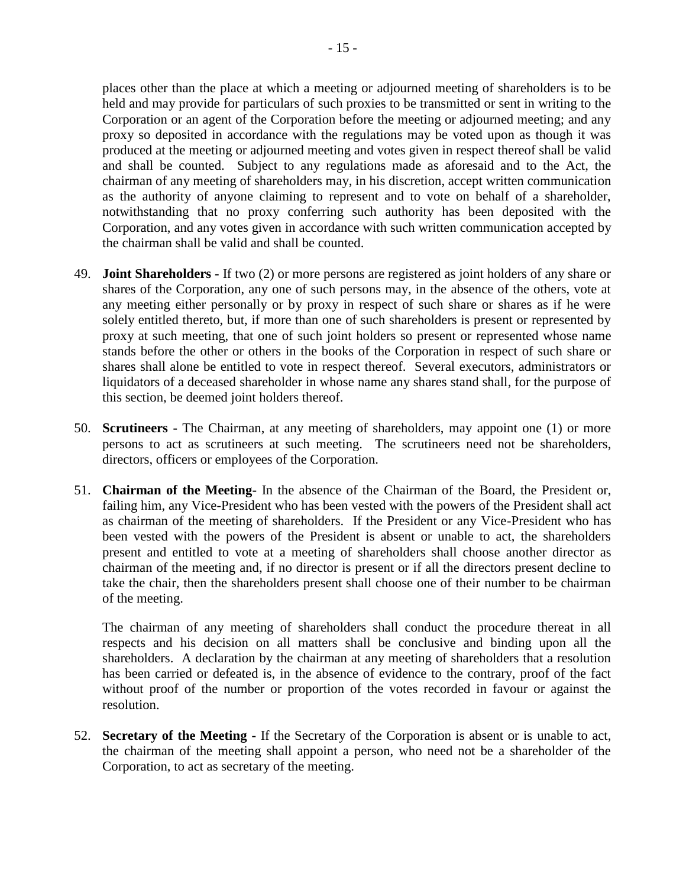places other than the place at which a meeting or adjourned meeting of shareholders is to be held and may provide for particulars of such proxies to be transmitted or sent in writing to the Corporation or an agent of the Corporation before the meeting or adjourned meeting; and any proxy so deposited in accordance with the regulations may be voted upon as though it was produced at the meeting or adjourned meeting and votes given in respect thereof shall be valid and shall be counted. Subject to any regulations made as aforesaid and to the Act, the chairman of any meeting of shareholders may, in his discretion, accept written communication as the authority of anyone claiming to represent and to vote on behalf of a shareholder, notwithstanding that no proxy conferring such authority has been deposited with the Corporation, and any votes given in accordance with such written communication accepted by the chairman shall be valid and shall be counted.

49. **Joint Shareholders -** If two (2) or more persons are registered as joint holders of any share or shares of the Corporation, any one of such persons may, in the absence of the others, vote at any meeting either personally or by proxy in respect of such share or shares as if he were solely entitled thereto, but, if more than one of such shareholders is present or represented by proxy at such meeting, that one of such joint holders so present or represented whose name stands before the other or others in the books of the Corporation in respect of such share or shares shall alone be entitled to vote in respect thereof. Several executors, administrators or liquidators of a deceased shareholder in whose name any shares stand shall, for the purpose of this section, be deemed joint holders thereof.

50. **Scrutineers -** The Chairman, at any meeting of shareholders, may appoint one (1) or more persons to act as scrutineers at such meeting. The scrutineers need not be shareholders, directors, officers or employees of the Corporation.

51. **Chairman of the Meeting-** In the absence of the Chairman of the Board, the President or, failing him, any Vice-President who has been vested with the powers of the President shall act as chairman of the meeting of shareholders. If the President or any Vice-President who has been vested with the powers of the President is absent or unable to act, the shareholders present and entitled to vote at a meeting of shareholders shall choose another director as chairman of the meeting and, if no director is present or if all the directors present decline to take the chair, then the shareholders present shall choose one of their number to be chairman of the meeting.

    The chairman of any meeting of shareholders shall conduct the procedure thereat in all respects and his decision on all matters shall be conclusive and binding upon all the shareholders. A declaration by the chairman at any meeting of shareholders that a resolution has been carried or defeated is, in the absence of evidence to the contrary, proof of the fact without proof of the number or proportion of the votes recorded in favour or against the resolution.

52. **Secretary of the Meeting -** If the Secretary of the Corporation is absent or is unable to act, the chairman of the meeting shall appoint a person, who need not be a shareholder of the Corporation, to act as secretary of the meeting.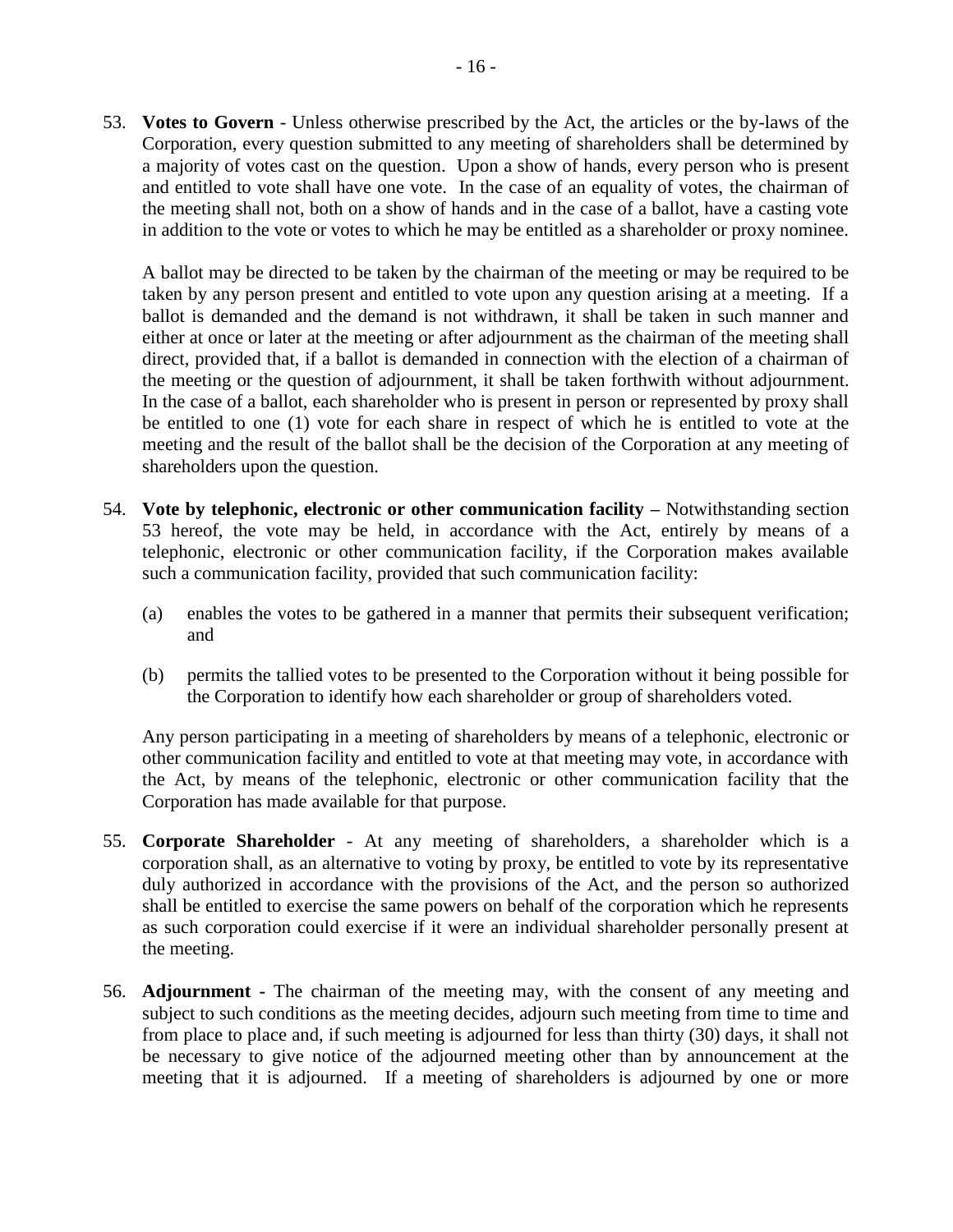53. **Votes to Govern** - Unless otherwise prescribed by the Act, the articles or the by-laws of the Corporation, every question submitted to any meeting of shareholders shall be determined by a majority of votes cast on the question. Upon a show of hands, every person who is present and entitled to vote shall have one vote. In the case of an equality of votes, the chairman of the meeting shall not, both on a show of hands and in the case of a ballot, have a casting vote in addition to the vote or votes to which he may be entitled as a shareholder or proxy nominee.

    A ballot may be directed to be taken by the chairman of the meeting or may be required to be taken by any person present and entitled to vote upon any question arising at a meeting. If a ballot is demanded and the demand is not withdrawn, it shall be taken in such manner and either at once or later at the meeting or after adjournment as the chairman of the meeting shall direct, provided that, if a ballot is demanded in connection with the election of a chairman of the meeting or the question of adjournment, it shall be taken forthwith without adjournment. In the case of a ballot, each shareholder who is present in person or represented by proxy shall be entitled to one (1) vote for each share in respect of which he is entitled to vote at the meeting and the result of the ballot shall be the decision of the Corporation at any meeting of shareholders upon the question.

54. **Vote by telephonic, electronic or other communication facility** – Notwithstanding section 53 hereof, the vote may be held, in accordance with the Act, entirely by means of a telephonic, electronic or other communication facility, if the Corporation makes available such a communication facility, provided that such communication facility:

    (a) enables the votes to be gathered in a manner that permits their subsequent verification; and

    (b) permits the tallied votes to be presented to the Corporation without it being possible for the Corporation to identify how each shareholder or group of shareholders voted.

    Any person participating in a meeting of shareholders by means of a telephonic, electronic or other communication facility and entitled to vote at that meeting may vote, in accordance with the Act, by means of the telephonic, electronic or other communication facility that the Corporation has made available for that purpose.

55. **Corporate Shareholder** - At any meeting of shareholders, a shareholder which is a corporation shall, as an alternative to voting by proxy, be entitled to vote by its representative duly authorized in accordance with the provisions of the Act, and the person so authorized shall be entitled to exercise the same powers on behalf of the corporation which he represents as such corporation could exercise if it were an individual shareholder personally present at the meeting.

56. **Adjournment -** The chairman of the meeting may, with the consent of any meeting and subject to such conditions as the meeting decides, adjourn such meeting from time to time and from place to place and, if such meeting is adjourned for less than thirty (30) days, it shall not be necessary to give notice of the adjourned meeting other than by announcement at the meeting that it is adjourned. If a meeting of shareholders is adjourned by one or more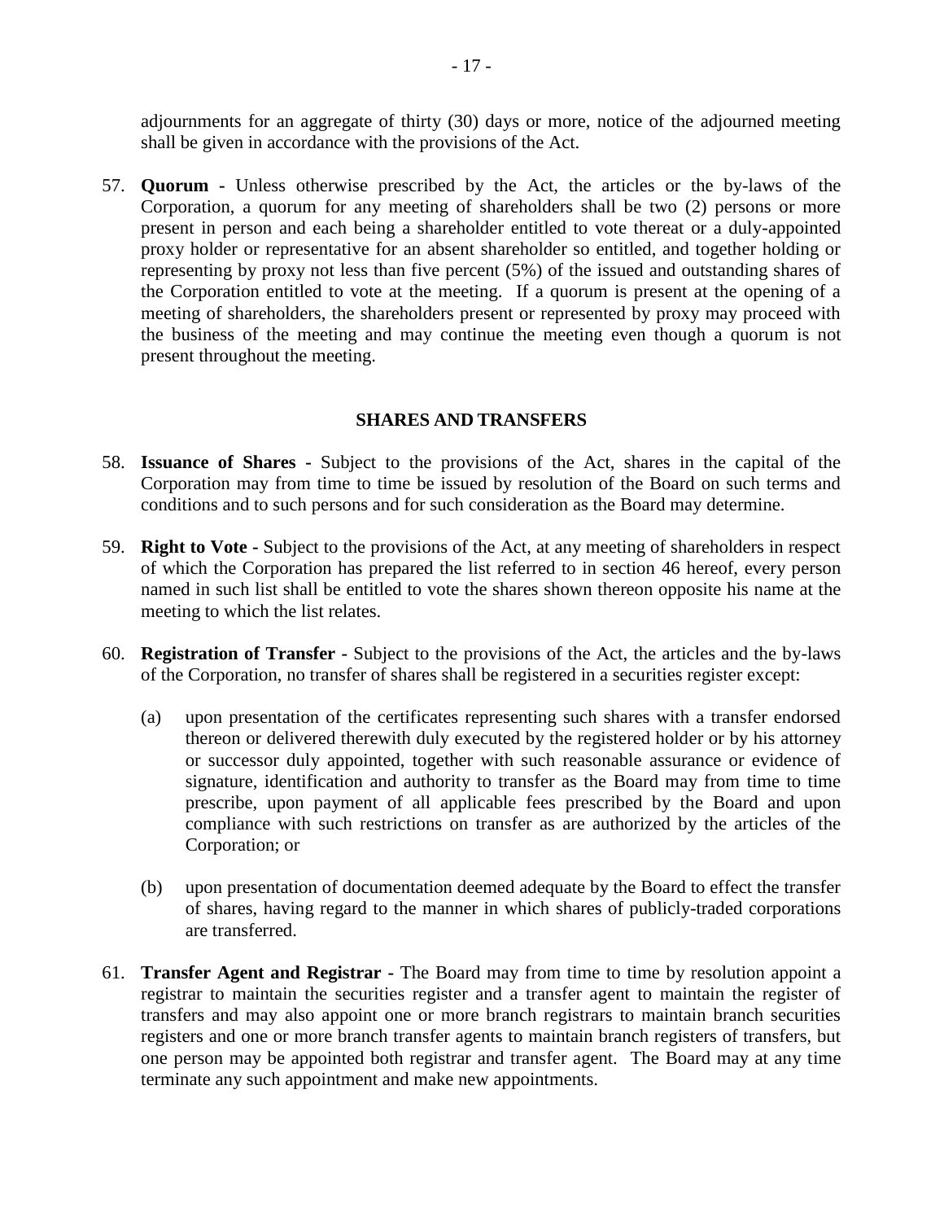adjournments for an aggregate of thirty (30) days or more, notice of the adjourned meeting shall be given in accordance with the provisions of the Act.

57. **Quorum -** Unless otherwise prescribed by the Act, the articles or the by-laws of the Corporation, a quorum for any meeting of shareholders shall be two (2) persons or more present in person and each being a shareholder entitled to vote thereat or a duly-appointed proxy holder or representative for an absent shareholder so entitled, and together holding or representing by proxy not less than five percent (5%) of the issued and outstanding shares of the Corporation entitled to vote at the meeting. If a quorum is present at the opening of a meeting of shareholders, the shareholders present or represented by proxy may proceed with the business of the meeting and may continue the meeting even though a quorum is not present throughout the meeting.

## SHARES AND TRANSFERS

58. **Issuance of Shares -** Subject to the provisions of the Act, shares in the capital of the Corporation may from time to time be issued by resolution of the Board on such terms and conditions and to such persons and for such consideration as the Board may determine.

59. **Right to Vote -** Subject to the provisions of the Act, at any meeting of shareholders in respect of which the Corporation has prepared the list referred to in section 46 hereof, every person named in such list shall be entitled to vote the shares shown thereon opposite his name at the meeting to which the list relates.

60. **Registration of Transfer -** Subject to the provisions of the Act, the articles and the by-laws of the Corporation, no transfer of shares shall be registered in a securities register except:

    (a) upon presentation of the certificates representing such shares with a transfer endorsed thereon or delivered therewith duly executed by the registered holder or by his attorney or successor duly appointed, together with such reasonable assurance or evidence of signature, identification and authority to transfer as the Board may from time to time prescribe, upon payment of all applicable fees prescribed by the Board and upon compliance with such restrictions on transfer as are authorized by the articles of the Corporation; or

    (b) upon presentation of documentation deemed adequate by the Board to effect the transfer of shares, having regard to the manner in which shares of publicly-traded corporations are transferred.

61. **Transfer Agent and Registrar -** The Board may from time to time by resolution appoint a registrar to maintain the securities register and a transfer agent to maintain the register of transfers and may also appoint one or more branch registrars to maintain branch securities registers and one or more branch transfer agents to maintain branch registers of transfers, but one person may be appointed both registrar and transfer agent. The Board may at any time terminate any such appointment and make new appointments.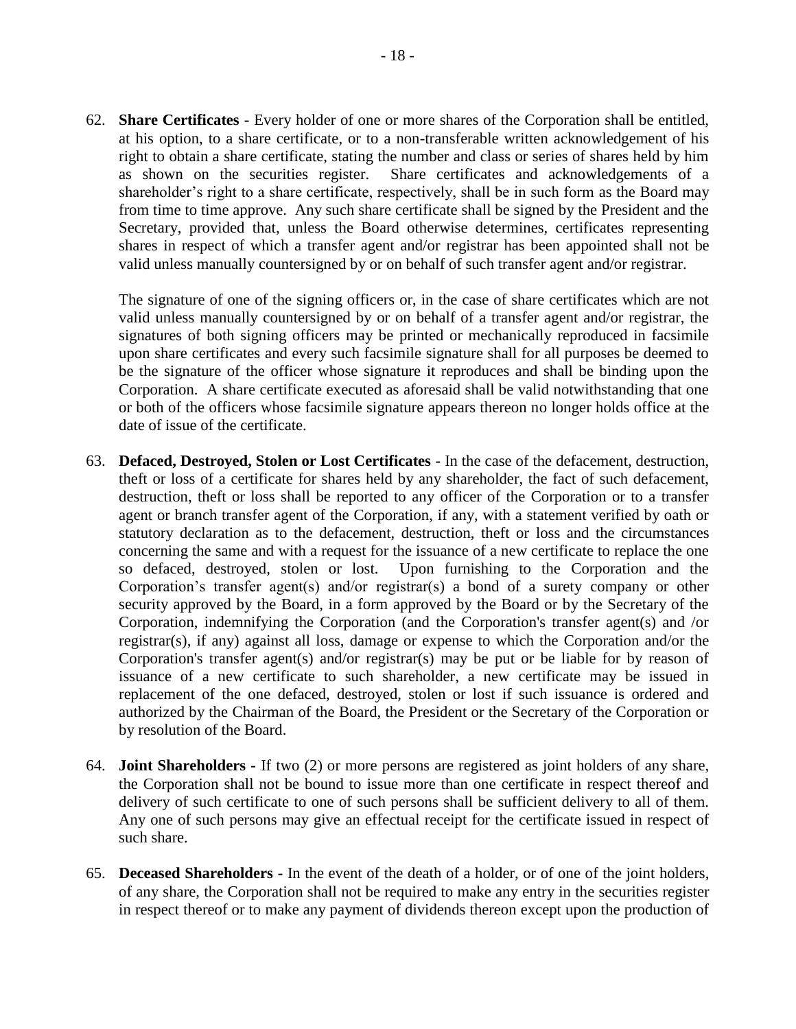62. **Share Certificates -** Every holder of one or more shares of the Corporation shall be entitled, at his option, to a share certificate, or to a non-transferable written acknowledgement of his right to obtain a share certificate, stating the number and class or series of shares held by him as shown on the securities register. Share certificates and acknowledgements of a shareholder's right to a share certificate, respectively, shall be in such form as the Board may from time to time approve. Any such share certificate shall be signed by the President and the Secretary, provided that, unless the Board otherwise determines, certificates representing shares in respect of which a transfer agent and/or registrar has been appointed shall not be valid unless manually countersigned by or on behalf of such transfer agent and/or registrar.

    The signature of one of the signing officers or, in the case of share certificates which are not valid unless manually countersigned by or on behalf of a transfer agent and/or registrar, the signatures of both signing officers may be printed or mechanically reproduced in facsimile upon share certificates and every such facsimile signature shall for all purposes be deemed to be the signature of the officer whose signature it reproduces and shall be binding upon the Corporation. A share certificate executed as aforesaid shall be valid notwithstanding that one or both of the officers whose facsimile signature appears thereon no longer holds office at the date of issue of the certificate.

63. **Defaced, Destroyed, Stolen or Lost Certificates -** In the case of the defacement, destruction, theft or loss of a certificate for shares held by any shareholder, the fact of such defacement, destruction, theft or loss shall be reported to any officer of the Corporation or to a transfer agent or branch transfer agent of the Corporation, if any, with a statement verified by oath or statutory declaration as to the defacement, destruction, theft or loss and the circumstances concerning the same and with a request for the issuance of a new certificate to replace the one so defaced, destroyed, stolen or lost. Upon furnishing to the Corporation and the Corporation's transfer agent(s) and/or registrar(s) a bond of a surety company or other security approved by the Board, in a form approved by the Board or by the Secretary of the Corporation, indemnifying the Corporation (and the Corporation's transfer agent(s) and /or registrar(s), if any) against all loss, damage or expense to which the Corporation and/or the Corporation's transfer agent(s) and/or registrar(s) may be put or be liable for by reason of issuance of a new certificate to such shareholder, a new certificate may be issued in replacement of the one defaced, destroyed, stolen or lost if such issuance is ordered and authorized by the Chairman of the Board, the President or the Secretary of the Corporation or by resolution of the Board.

64. **Joint Shareholders -** If two (2) or more persons are registered as joint holders of any share, the Corporation shall not be bound to issue more than one certificate in respect thereof and delivery of such certificate to one of such persons shall be sufficient delivery to all of them. Any one of such persons may give an effectual receipt for the certificate issued in respect of such share.

65. **Deceased Shareholders -** In the event of the death of a holder, or of one of the joint holders, of any share, the Corporation shall not be required to make any entry in the securities register in respect thereof or to make any payment of dividends thereon except upon the production of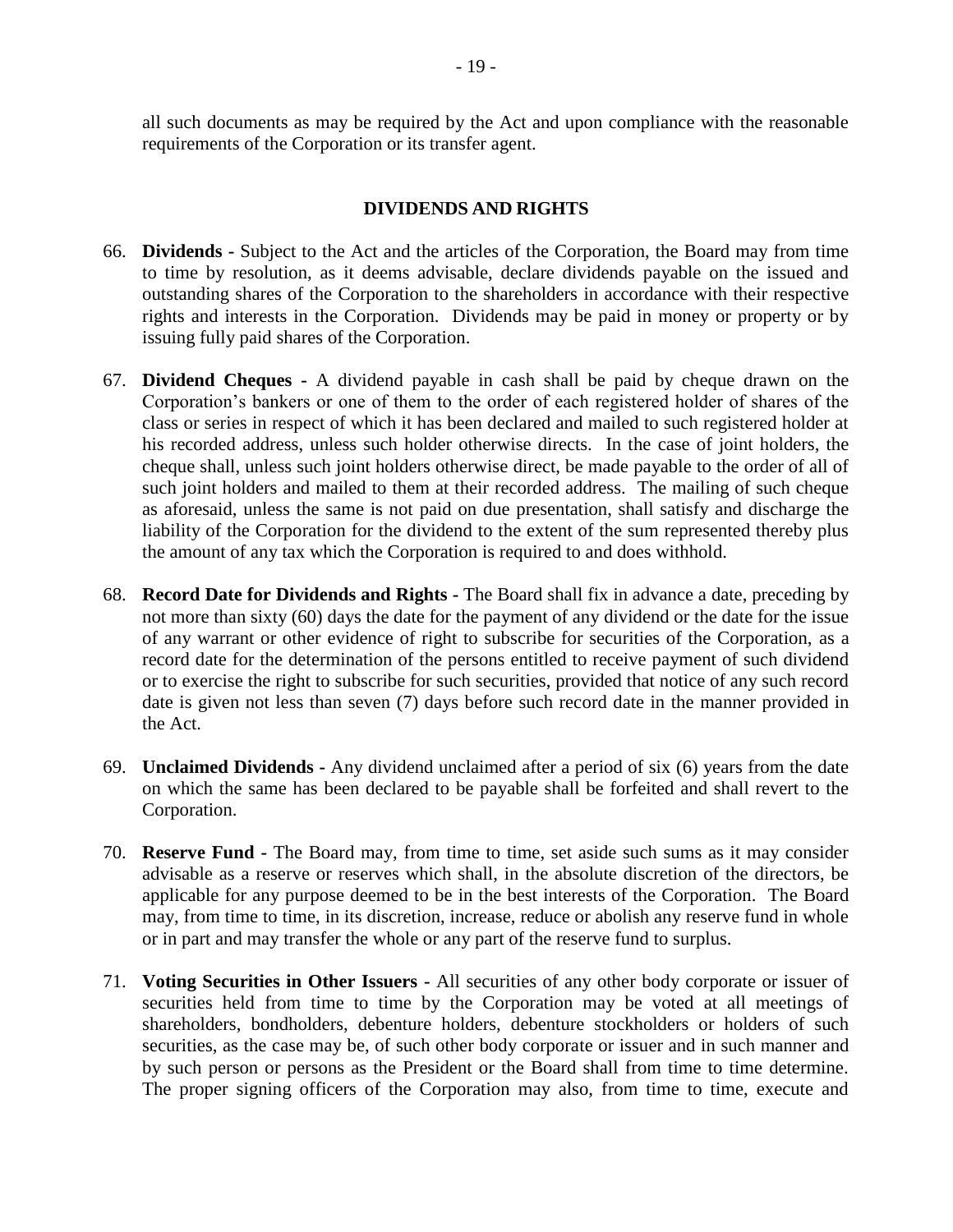all such documents as may be required by the Act and upon compliance with the reasonable requirements of the Corporation or its transfer agent.

## DIVIDENDS AND RIGHTS

66. **Dividends -** Subject to the Act and the articles of the Corporation, the Board may from time to time by resolution, as it deems advisable, declare dividends payable on the issued and outstanding shares of the Corporation to the shareholders in accordance with their respective rights and interests in the Corporation. Dividends may be paid in money or property or by issuing fully paid shares of the Corporation.

67. **Dividend Cheques -** A dividend payable in cash shall be paid by cheque drawn on the Corporation's bankers or one of them to the order of each registered holder of shares of the class or series in respect of which it has been declared and mailed to such registered holder at his recorded address, unless such holder otherwise directs. In the case of joint holders, the cheque shall, unless such joint holders otherwise direct, be made payable to the order of all of such joint holders and mailed to them at their recorded address. The mailing of such cheque as aforesaid, unless the same is not paid on due presentation, shall satisfy and discharge the liability of the Corporation for the dividend to the extent of the sum represented thereby plus the amount of any tax which the Corporation is required to and does withhold.

68. **Record Date for Dividends and Rights -** The Board shall fix in advance a date, preceding by not more than sixty (60) days the date for the payment of any dividend or the date for the issue of any warrant or other evidence of right to subscribe for securities of the Corporation, as a record date for the determination of the persons entitled to receive payment of such dividend or to exercise the right to subscribe for such securities, provided that notice of any such record date is given not less than seven (7) days before such record date in the manner provided in the Act.

69. **Unclaimed Dividends -** Any dividend unclaimed after a period of six (6) years from the date on which the same has been declared to be payable shall be forfeited and shall revert to the Corporation.

70. **Reserve Fund -** The Board may, from time to time, set aside such sums as it may consider advisable as a reserve or reserves which shall, in the absolute discretion of the directors, be applicable for any purpose deemed to be in the best interests of the Corporation. The Board may, from time to time, in its discretion, increase, reduce or abolish any reserve fund in whole or in part and may transfer the whole or any part of the reserve fund to surplus.

71. **Voting Securities in Other Issuers -** All securities of any other body corporate or issuer of securities held from time to time by the Corporation may be voted at all meetings of shareholders, bondholders, debenture holders, debenture stockholders or holders of such securities, as the case may be, of such other body corporate or issuer and in such manner and by such person or persons as the President or the Board shall from time to time determine. The proper signing officers of the Corporation may also, from time to time, execute and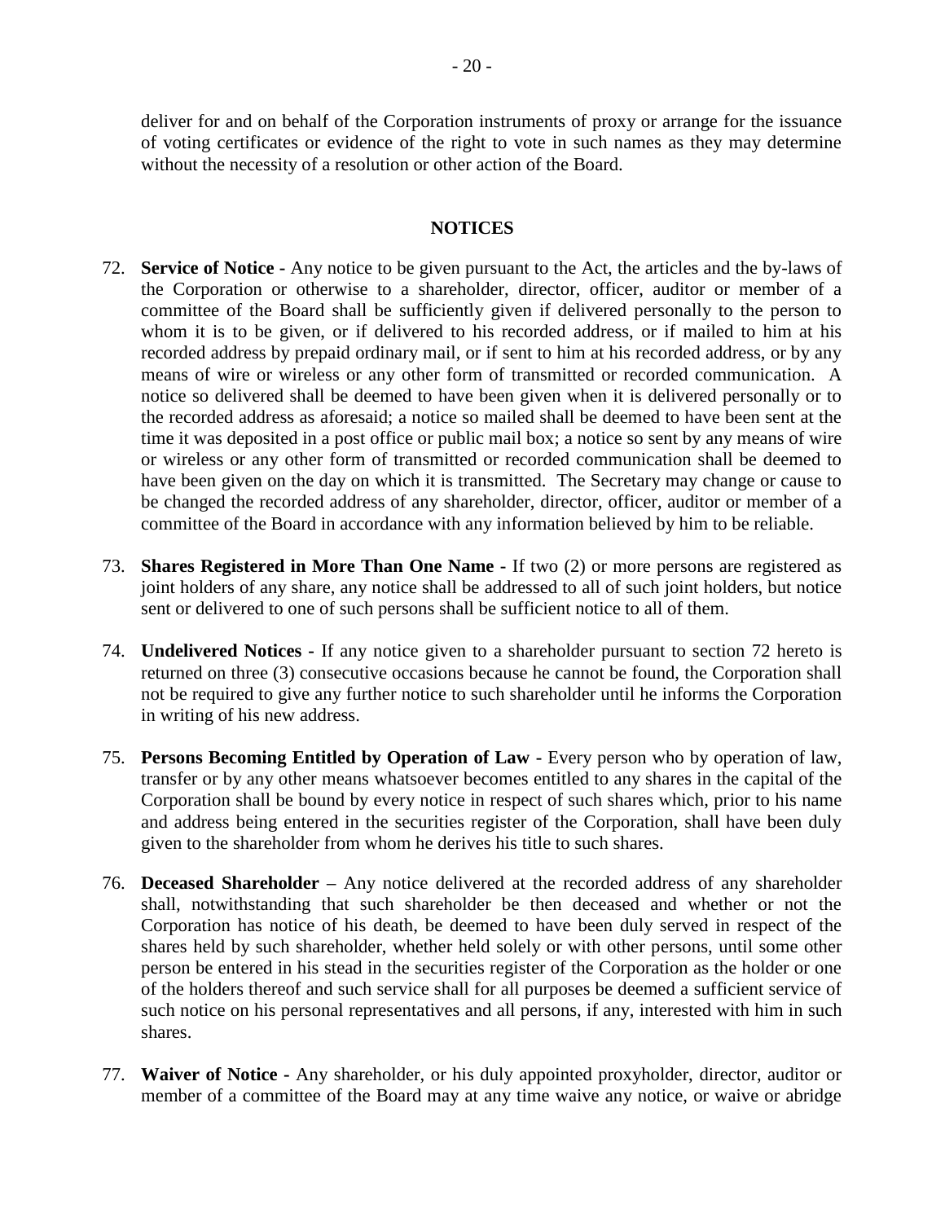deliver for and on behalf of the Corporation instruments of proxy or arrange for the issuance of voting certificates or evidence of the right to vote in such names as they may determine without the necessity of a resolution or other action of the Board.

## NOTICES

72. **Service of Notice -** Any notice to be given pursuant to the Act, the articles and the by-laws of the Corporation or otherwise to a shareholder, director, officer, auditor or member of a committee of the Board shall be sufficiently given if delivered personally to the person to whom it is to be given, or if delivered to his recorded address, or if mailed to him at his recorded address by prepaid ordinary mail, or if sent to him at his recorded address, or by any means of wire or wireless or any other form of transmitted or recorded communication. A notice so delivered shall be deemed to have been given when it is delivered personally or to the recorded address as aforesaid; a notice so mailed shall be deemed to have been sent at the time it was deposited in a post office or public mail box; a notice so sent by any means of wire or wireless or any other form of transmitted or recorded communication shall be deemed to have been given on the day on which it is transmitted. The Secretary may change or cause to be changed the recorded address of any shareholder, director, officer, auditor or member of a committee of the Board in accordance with any information believed by him to be reliable.

73. **Shares Registered in More Than One Name -** If two (2) or more persons are registered as joint holders of any share, any notice shall be addressed to all of such joint holders, but notice sent or delivered to one of such persons shall be sufficient notice to all of them.

74. **Undelivered Notices -** If any notice given to a shareholder pursuant to section 72 hereto is returned on three (3) consecutive occasions because he cannot be found, the Corporation shall not be required to give any further notice to such shareholder until he informs the Corporation in writing of his new address.

75. **Persons Becoming Entitled by Operation of Law -** Every person who by operation of law, transfer or by any other means whatsoever becomes entitled to any shares in the capital of the Corporation shall be bound by every notice in respect of such shares which, prior to his name and address being entered in the securities register of the Corporation, shall have been duly given to the shareholder from whom he derives his title to such shares.

76. **Deceased Shareholder –** Any notice delivered at the recorded address of any shareholder shall, notwithstanding that such shareholder be then deceased and whether or not the Corporation has notice of his death, be deemed to have been duly served in respect of the shares held by such shareholder, whether held solely or with other persons, until some other person be entered in his stead in the securities register of the Corporation as the holder or one of the holders thereof and such service shall for all purposes be deemed a sufficient service of such notice on his personal representatives and all persons, if any, interested with him in such shares.

77. **Waiver of Notice -** Any shareholder, or his duly appointed proxyholder, director, auditor or member of a committee of the Board may at any time waive any notice, or waive or abridge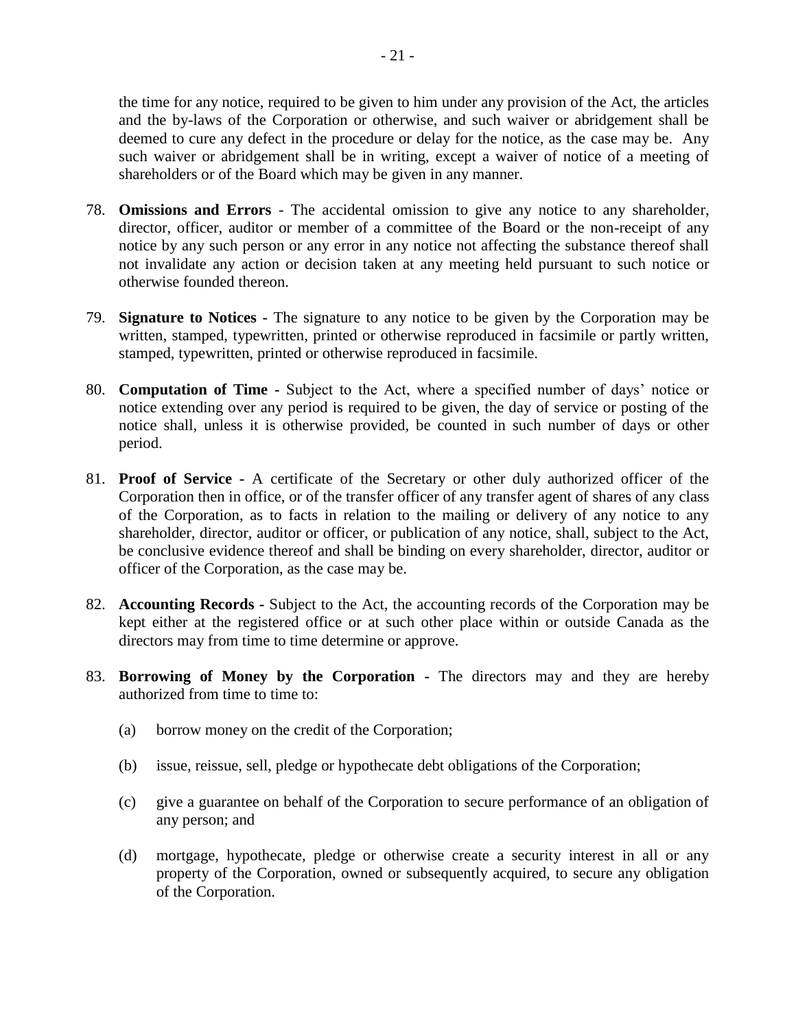the time for any notice, required to be given to him under any provision of the Act, the articles and the by-laws of the Corporation or otherwise, and such waiver or abridgement shall be deemed to cure any defect in the procedure or delay for the notice, as the case may be. Any such waiver or abridgement shall be in writing, except a waiver of notice of a meeting of shareholders or of the Board which may be given in any manner.

78. **Omissions and Errors** - The accidental omission to give any notice to any shareholder, director, officer, auditor or member of a committee of the Board or the non-receipt of any notice by any such person or any error in any notice not affecting the substance thereof shall not invalidate any action or decision taken at any meeting held pursuant to such notice or otherwise founded thereon.

79. **Signature to Notices -** The signature to any notice to be given by the Corporation may be written, stamped, typewritten, printed or otherwise reproduced in facsimile or partly written, stamped, typewritten, printed or otherwise reproduced in facsimile.

80. **Computation of Time -** Subject to the Act, where a specified number of days' notice or notice extending over any period is required to be given, the day of service or posting of the notice shall, unless it is otherwise provided, be counted in such number of days or other period.

81. **Proof of Service -** A certificate of the Secretary or other duly authorized officer of the Corporation then in office, or of the transfer officer of any transfer agent of shares of any class of the Corporation, as to facts in relation to the mailing or delivery of any notice to any shareholder, director, auditor or officer, or publication of any notice, shall, subject to the Act, be conclusive evidence thereof and shall be binding on every shareholder, director, auditor or officer of the Corporation, as the case may be.

82. **Accounting Records -** Subject to the Act, the accounting records of the Corporation may be kept either at the registered office or at such other place within or outside Canada as the directors may from time to time determine or approve.

83. **Borrowing of Money by the Corporation -** The directors may and they are hereby authorized from time to time to:

    (a) borrow money on the credit of the Corporation;

    (b) issue, reissue, sell, pledge or hypothecate debt obligations of the Corporation;

    (c) give a guarantee on behalf of the Corporation to secure performance of an obligation of any person; and

    (d) mortgage, hypothecate, pledge or otherwise create a security interest in all or any property of the Corporation, owned or subsequently acquired, to secure any obligation of the Corporation.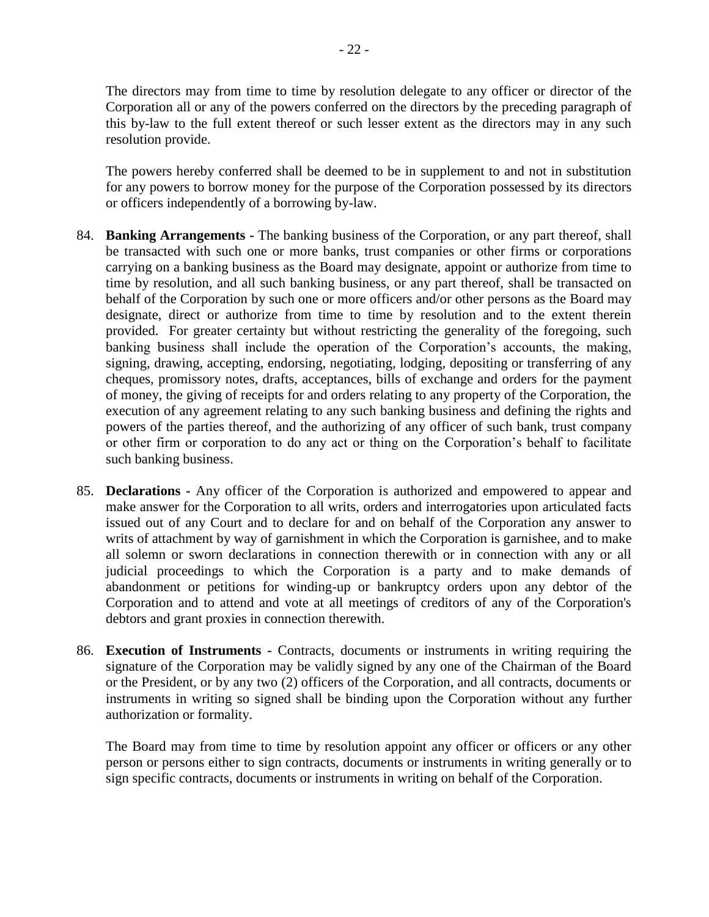The directors may from time to time by resolution delegate to any officer or director of the Corporation all or any of the powers conferred on the directors by the preceding paragraph of this by-law to the full extent thereof or such lesser extent as the directors may in any such resolution provide.

The powers hereby conferred shall be deemed to be in supplement to and not in substitution for any powers to borrow money for the purpose of the Corporation possessed by its directors or officers independently of a borrowing by-law.

84. **Banking Arrangements -** The banking business of the Corporation, or any part thereof, shall be transacted with such one or more banks, trust companies or other firms or corporations carrying on a banking business as the Board may designate, appoint or authorize from time to time by resolution, and all such banking business, or any part thereof, shall be transacted on behalf of the Corporation by such one or more officers and/or other persons as the Board may designate, direct or authorize from time to time by resolution and to the extent therein provided. For greater certainty but without restricting the generality of the foregoing, such banking business shall include the operation of the Corporation's accounts, the making, signing, drawing, accepting, endorsing, negotiating, lodging, depositing or transferring of any cheques, promissory notes, drafts, acceptances, bills of exchange and orders for the payment of money, the giving of receipts for and orders relating to any property of the Corporation, the execution of any agreement relating to any such banking business and defining the rights and powers of the parties thereof, and the authorizing of any officer of such bank, trust company or other firm or corporation to do any act or thing on the Corporation's behalf to facilitate such banking business.

85. **Declarations -** Any officer of the Corporation is authorized and empowered to appear and make answer for the Corporation to all writs, orders and interrogatories upon articulated facts issued out of any Court and to declare for and on behalf of the Corporation any answer to writs of attachment by way of garnishment in which the Corporation is garnishee, and to make all solemn or sworn declarations in connection therewith or in connection with any or all judicial proceedings to which the Corporation is a party and to make demands of abandonment or petitions for winding-up or bankruptcy orders upon any debtor of the Corporation and to attend and vote at all meetings of creditors of any of the Corporation's debtors and grant proxies in connection therewith.

86. **Execution of Instruments -** Contracts, documents or instruments in writing requiring the signature of the Corporation may be validly signed by any one of the Chairman of the Board or the President, or by any two (2) officers of the Corporation, and all contracts, documents or instruments in writing so signed shall be binding upon the Corporation without any further authorization or formality.

The Board may from time to time by resolution appoint any officer or officers or any other person or persons either to sign contracts, documents or instruments in writing generally or to sign specific contracts, documents or instruments in writing on behalf of the Corporation.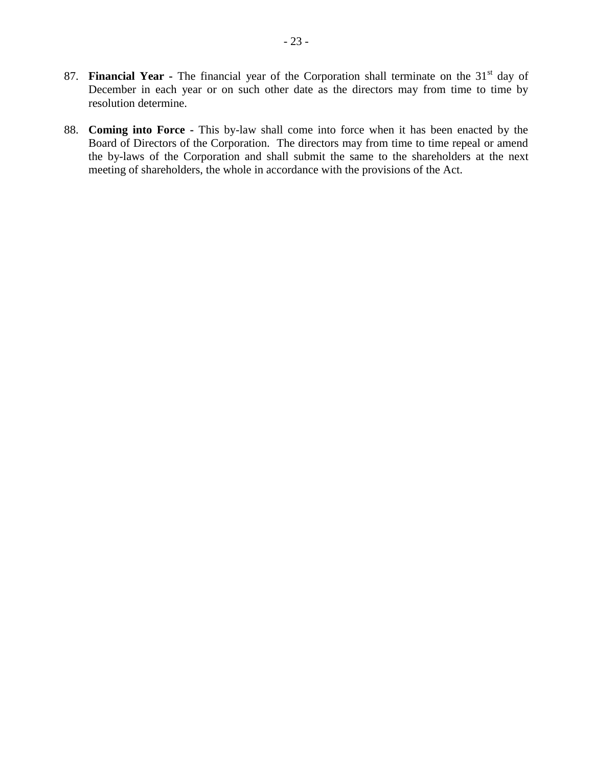87. **Financial Year -** The financial year of the Corporation shall terminate on the 31st day of December in each year or on such other date as the directors may from time to time by resolution determine.

88. **Coming into Force -** This by-law shall come into force when it has been enacted by the Board of Directors of the Corporation. The directors may from time to time repeal or amend the by-laws of the Corporation and shall submit the same to the shareholders at the next meeting of shareholders, the whole in accordance with the provisions of the Act.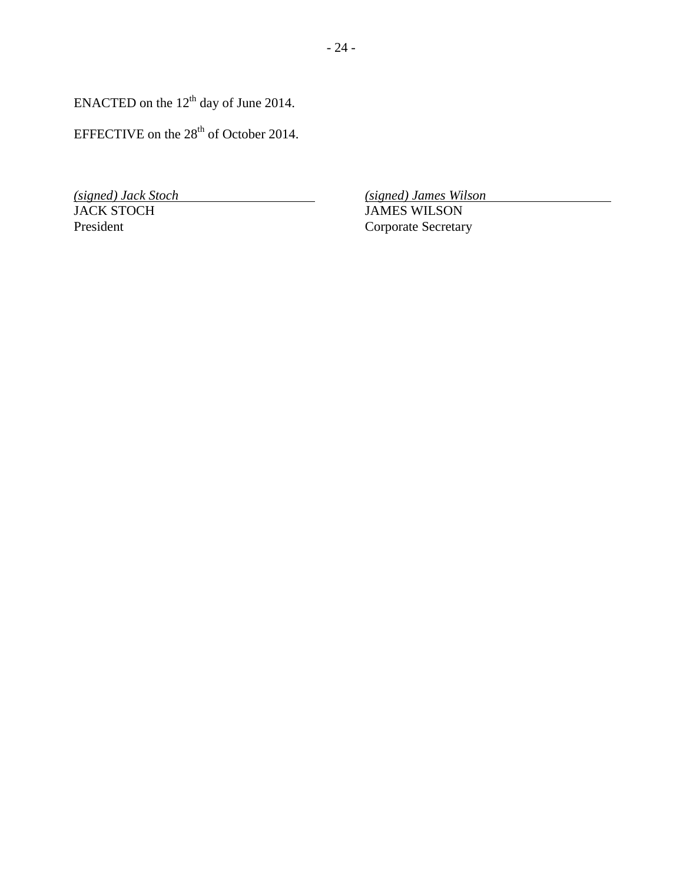ENACTED on the 12th day of June 2014.

EFFECTIVE on the 28th of October 2014.

| | |
|---|---|
| *(signed) Jack Stoch* | *(signed) James Wilson* |
| JACK STOCH | JAMES WILSON |
| President | Corporate Secretary |